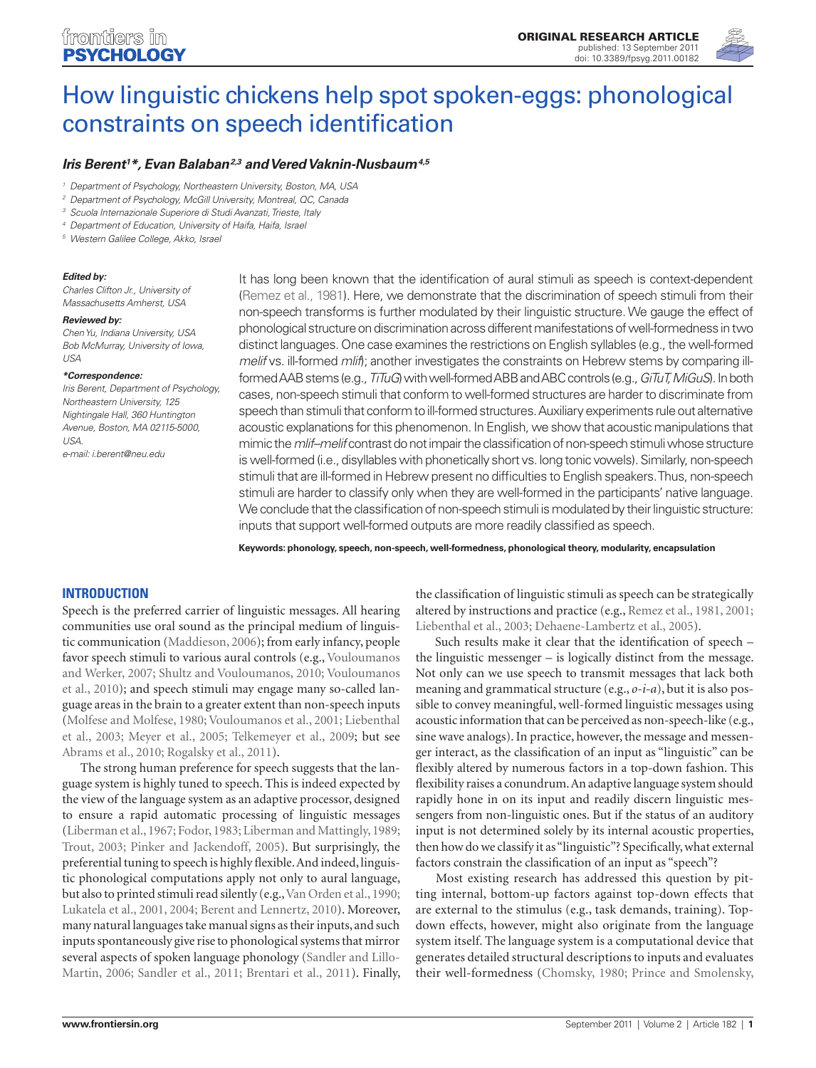ORIGINAL RESEARCH ARTICLE
published: 13 September 2011
doi: 10.3389/fpsyg.2011.00182

# How linguistic chickens help spot spoken-eggs: phonological constraints on speech identification

***Iris Berent[1]\*, Evan Balaban[2,3] and Vered Vaknin-Nusbaum[4,5]***

[1] Department of Psychology, Northeastern University, Boston, MA, USA
[2] Department of Psychology, McGill University, Montreal, QC, Canada
[3] Scuola Internazionale Superiore di Studi Avanzati, Trieste, Italy
[4] Department of Education, University of Haifa, Haifa, Israel
[5] Western Galilee College, Akko, Israel

***Edited by:***
*Charles Clifton Jr., University of Massachusetts Amherst, USA*

***Reviewed by:***
*Chen Yu, Indiana University, USA*
*Bob McMurray, University of Iowa, USA*

***\*Correspondence:***
*Iris Berent, Department of Psychology, Northeastern University, 125 Nightingale Hall, 360 Huntington Avenue, Boston, MA 02115-5000, USA.*
*e-mail: i.berent@neu.edu*

It has long been known that the identification of aural stimuli as speech is context-dependent (Remez et al., 1981). Here, we demonstrate that the discrimination of speech stimuli from their non-speech transforms is further modulated by their linguistic structure. We gauge the effect of phonological structure on discrimination across different manifestations of well-formedness in two distinct languages. One case examines the restrictions on English syllables (e.g., the well-formed *melif* vs. ill-formed *mlif*); another investigates the constraints on Hebrew stems by comparing ill-formed AAB stems (e.g., *TiTuG*) with well-formed ABB and ABC controls (e.g., *GiTuT, MiGuS*). In both cases, non-speech stimuli that conform to well-formed structures are harder to discriminate from speech than stimuli that conform to ill-formed structures. Auxiliary experiments rule out alternative acoustic explanations for this phenomenon. In English, we show that acoustic manipulations that mimic the *mlif–melif* contrast do not impair the classification of non-speech stimuli whose structure is well-formed (i.e., disyllables with phonetically short vs. long tonic vowels). Similarly, non-speech stimuli that are ill-formed in Hebrew present no difficulties to English speakers. Thus, non-speech stimuli are harder to classify only when they are well-formed in the participants' native language. We conclude that the classification of non-speech stimuli is modulated by their linguistic structure: inputs that support well-formed outputs are more readily classified as speech.

**Keywords: phonology, speech, non-speech, well-formedness, phonological theory, modularity, encapsulation**

## INTRODUCTION

Speech is the preferred carrier of linguistic messages. All hearing communities use oral sound as the principal medium of linguistic communication (Maddieson, 2006); from early infancy, people favor speech stimuli to various aural controls (e.g., Vouloumanos and Werker, 2007; Shultz and Vouloumanos, 2010; Vouloumanos et al., 2010); and speech stimuli may engage many so-called language areas in the brain to a greater extent than non-speech inputs (Molfese and Molfese, 1980; Vouloumanos et al., 2001; Liebenthal et al., 2003; Meyer et al., 2005; Telkemeyer et al., 2009; but see Abrams et al., 2010; Rogalsky et al., 2011).

The strong human preference for speech suggests that the language system is highly tuned to speech. This is indeed expected by the view of the language system as an adaptive processor, designed to ensure a rapid automatic processing of linguistic messages (Liberman et al., 1967; Fodor, 1983; Liberman and Mattingly, 1989; Trout, 2003; Pinker and Jackendoff, 2005). But surprisingly, the preferential tuning to speech is highly flexible. And indeed, linguistic phonological computations apply not only to aural language, but also to printed stimuli read silently (e.g., Van Orden et al., 1990; Lukatela et al., 2001, 2004; Berent and Lennertz, 2010). Moreover, many natural languages take manual signs as their inputs, and such inputs spontaneously give rise to phonological systems that mirror several aspects of spoken language phonology (Sandler and Lillo-Martin, 2006; Sandler et al., 2011; Brentari et al., 2011). Finally, the classification of linguistic stimuli as speech can be strategically altered by instructions and practice (e.g., Remez et al., 1981, 2001; Liebenthal et al., 2003; Dehaene-Lambertz et al., 2005).

Such results make it clear that the identification of speech – the linguistic messenger – is logically distinct from the message. Not only can we use speech to transmit messages that lack both meaning and grammatical structure (e.g., *o-i-a*), but it is also possible to convey meaningful, well-formed linguistic messages using acoustic information that can be perceived as non-speech-like (e.g., sine wave analogs). In practice, however, the message and messenger interact, as the classification of an input as "linguistic" can be flexibly altered by numerous factors in a top-down fashion. This flexibility raises a conundrum. An adaptive language system should rapidly hone in on its input and readily discern linguistic messengers from non-linguistic ones. But if the status of an auditory input is not determined solely by its internal acoustic properties, then how do we classify it as "linguistic"? Specifically, what external factors constrain the classification of an input as "speech"?

Most existing research has addressed this question by pitting internal, bottom-up factors against top-down effects that are external to the stimulus (e.g., task demands, training). Top-down effects, however, might also originate from the language system itself. The language system is a computational device that generates detailed structural descriptions to inputs and evaluates their well-formedness (Chomsky, 1980; Prince and Smolensky,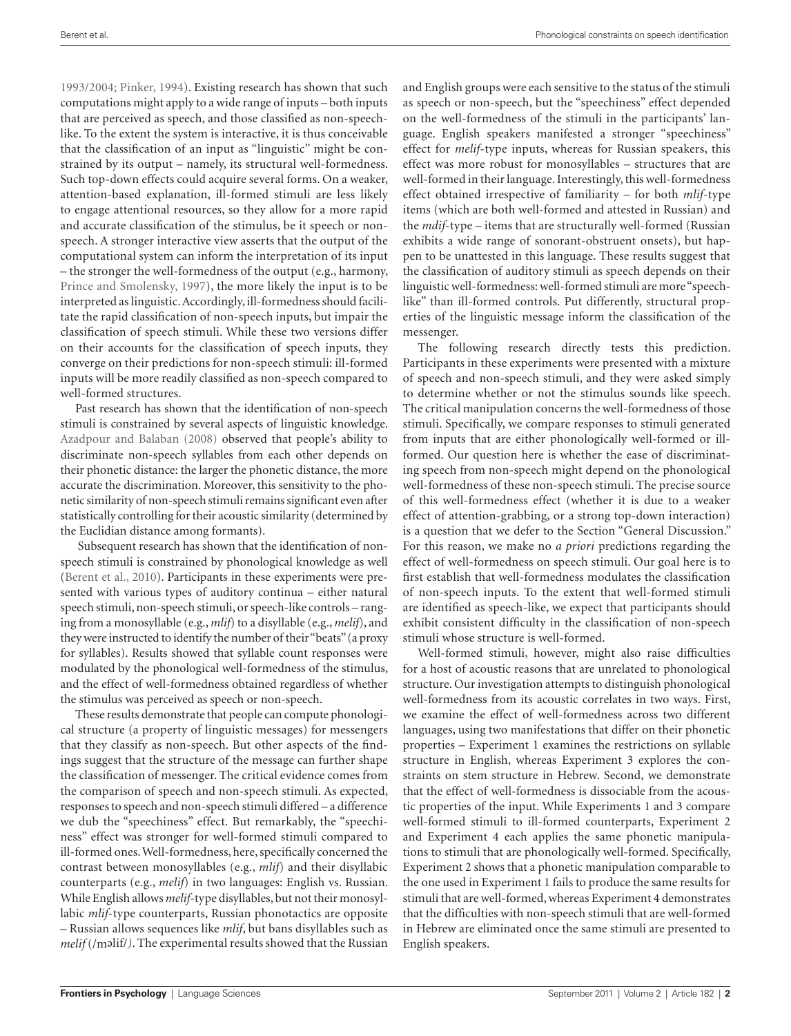1993/2004; Pinker, 1994). Existing research has shown that such computations might apply to a wide range of inputs – both inputs that are perceived as speech, and those classified as non-speech-like. To the extent the system is interactive, it is thus conceivable that the classification of an input as "linguistic" might be constrained by its output – namely, its structural well-formedness. Such top-down effects could acquire several forms. On a weaker, attention-based explanation, ill-formed stimuli are less likely to engage attentional resources, so they allow for a more rapid and accurate classification of the stimulus, be it speech or non-speech. A stronger interactive view asserts that the output of the computational system can inform the interpretation of its input – the stronger the well-formedness of the output (e.g., harmony, Prince and Smolensky, 1997), the more likely the input is to be interpreted as linguistic. Accordingly, ill-formedness should facilitate the rapid classification of non-speech inputs, but impair the classification of speech stimuli. While these two versions differ on their accounts for the classification of speech inputs, they converge on their predictions for non-speech stimuli: ill-formed inputs will be more readily classified as non-speech compared to well-formed structures.

Past research has shown that the identification of non-speech stimuli is constrained by several aspects of linguistic knowledge. Azadpour and Balaban (2008) observed that people's ability to discriminate non-speech syllables from each other depends on their phonetic distance: the larger the phonetic distance, the more accurate the discrimination. Moreover, this sensitivity to the phonetic similarity of non-speech stimuli remains significant even after statistically controlling for their acoustic similarity (determined by the Euclidian distance among formants).

Subsequent research has shown that the identification of non-speech stimuli is constrained by phonological knowledge as well (Berent et al., 2010). Participants in these experiments were presented with various types of auditory continua – either natural speech stimuli, non-speech stimuli, or speech-like controls – ranging from a monosyllable (e.g., *mlif*) to a disyllable (e.g., *melif*), and they were instructed to identify the number of their "beats" (a proxy for syllables). Results showed that syllable count responses were modulated by the phonological well-formedness of the stimulus, and the effect of well-formedness obtained regardless of whether the stimulus was perceived as speech or non-speech.

These results demonstrate that people can compute phonological structure (a property of linguistic messages) for messengers that they classify as non-speech. But other aspects of the findings suggest that the structure of the message can further shape the classification of messenger. The critical evidence comes from the comparison of speech and non-speech stimuli. As expected, responses to speech and non-speech stimuli differed – a difference we dub the "speechiness" effect. But remarkably, the "speechiness" effect was stronger for well-formed stimuli compared to ill-formed ones. Well-formedness, here, specifically concerned the contrast between monosyllables (e.g., *mlif*) and their disyllabic counterparts (e.g., *melif*) in two languages: English vs. Russian. While English allows *melif*-type disyllables, but not their monosyllabic *mlif*-type counterparts, Russian phonotactics are opposite – Russian allows sequences like *mlif*, but bans disyllables such as *melif* (/məlif/). The experimental results showed that the Russian and English groups were each sensitive to the status of the stimuli as speech or non-speech, but the "speechiness" effect depended on the well-formedness of the stimuli in the participants' language. English speakers manifested a stronger "speechiness" effect for *melif*-type inputs, whereas for Russian speakers, this effect was more robust for monosyllables – structures that are well-formed in their language. Interestingly, this well-formedness effect obtained irrespective of familiarity – for both *mlif*-type items (which are both well-formed and attested in Russian) and the *mdif*-type – items that are structurally well-formed (Russian exhibits a wide range of sonorant-obstruent onsets), but happen to be unattested in this language. These results suggest that the classification of auditory stimuli as speech depends on their linguistic well-formedness: well-formed stimuli are more "speech-like" than ill-formed controls. Put differently, structural properties of the linguistic message inform the classification of the messenger.

The following research directly tests this prediction. Participants in these experiments were presented with a mixture of speech and non-speech stimuli, and they were asked simply to determine whether or not the stimulus sounds like speech. The critical manipulation concerns the well-formedness of those stimuli. Specifically, we compare responses to stimuli generated from inputs that are either phonologically well-formed or ill-formed. Our question here is whether the ease of discriminating speech from non-speech might depend on the phonological well-formedness of these non-speech stimuli. The precise source of this well-formedness effect (whether it is due to a weaker effect of attention-grabbing, or a strong top-down interaction) is a question that we defer to the Section "General Discussion." For this reason, we make no *a priori* predictions regarding the effect of well-formedness on speech stimuli. Our goal here is to first establish that well-formedness modulates the classification of non-speech inputs. To the extent that well-formed stimuli are identified as speech-like, we expect that participants should exhibit consistent difficulty in the classification of non-speech stimuli whose structure is well-formed.

Well-formed stimuli, however, might also raise difficulties for a host of acoustic reasons that are unrelated to phonological structure. Our investigation attempts to distinguish phonological well-formedness from its acoustic correlates in two ways. First, we examine the effect of well-formedness across two different languages, using two manifestations that differ on their phonetic properties – Experiment 1 examines the restrictions on syllable structure in English, whereas Experiment 3 explores the constraints on stem structure in Hebrew. Second, we demonstrate that the effect of well-formedness is dissociable from the acoustic properties of the input. While Experiments 1 and 3 compare well-formed stimuli to ill-formed counterparts, Experiment 2 and Experiment 4 each applies the same phonetic manipulations to stimuli that are phonologically well-formed. Specifically, Experiment 2 shows that a phonetic manipulation comparable to the one used in Experiment 1 fails to produce the same results for stimuli that are well-formed, whereas Experiment 4 demonstrates that the difficulties with non-speech stimuli that are well-formed in Hebrew are eliminated once the same stimuli are presented to English speakers.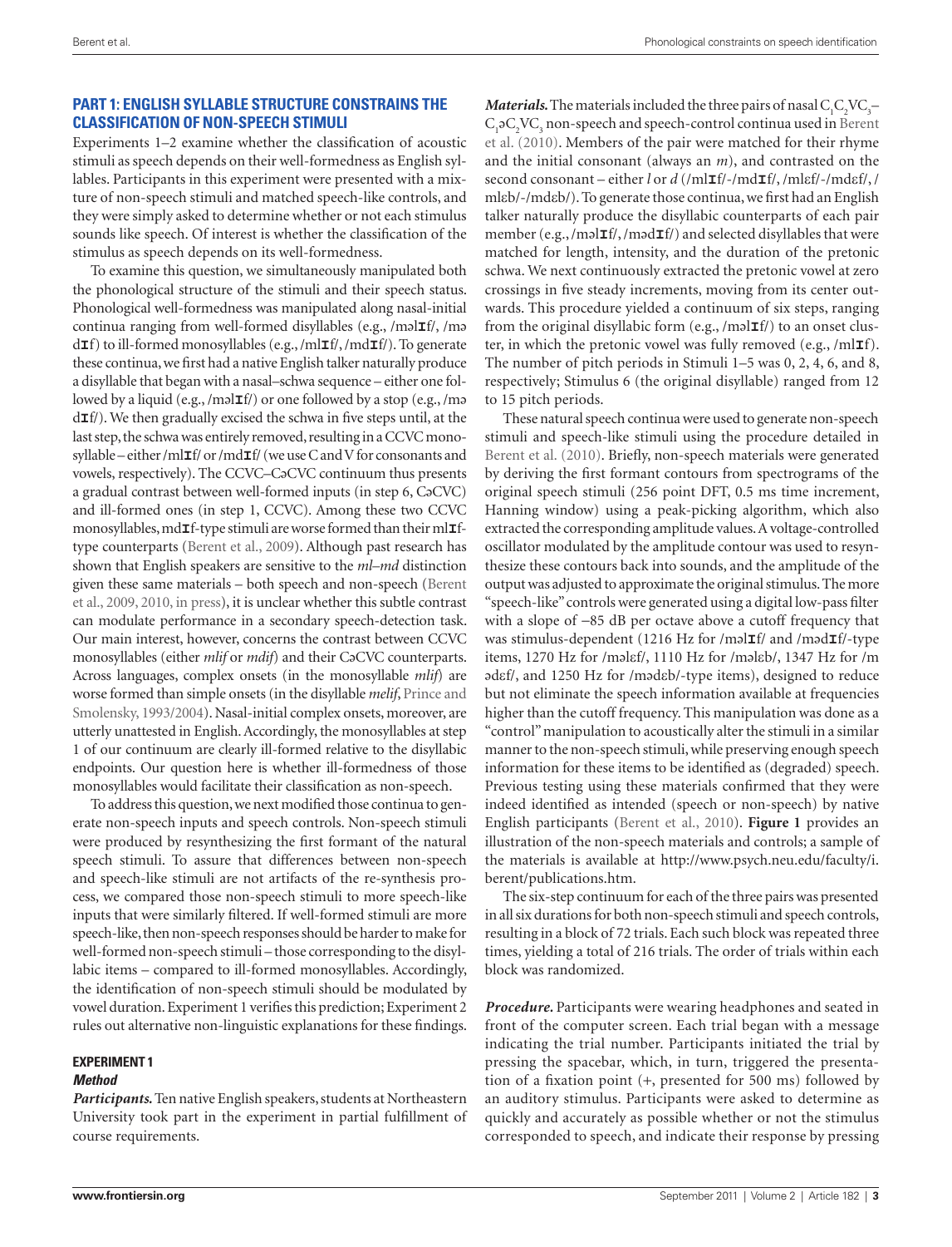## PART 1: ENGLISH SYLLABLE STRUCTURE CONSTRAINS THE CLASSIFICATION OF NON-SPEECH STIMULI

Experiments 1–2 examine whether the classification of acoustic stimuli as speech depends on their well-formedness as English syllables. Participants in this experiment were presented with a mixture of non-speech stimuli and matched speech-like controls, and they were simply asked to determine whether or not each stimulus sounds like speech. Of interest is whether the classification of the stimulus as speech depends on its well-formedness.

To examine this question, we simultaneously manipulated both the phonological structure of the stimuli and their speech status. Phonological well-formedness was manipulated along nasal-initial continua ranging from well-formed disyllables (e.g., /məlɪf/, /mədɪf) to ill-formed monosyllables (e.g., /mlɪf/, /mdɪf/). To generate these continua, we first had a native English talker naturally produce a disyllable that began with a nasal–schwa sequence – either one followed by a liquid (e.g., /məlɪf/) or one followed by a stop (e.g., /mədɪf/). We then gradually excised the schwa in five steps until, at the last step, the schwa was entirely removed, resulting in a CCVC monosyllable – either /mlɪf/ or /mdɪf/ (we use C and V for consonants and vowels, respectively). The CCVC–CəCVC continuum thus presents a gradual contrast between well-formed inputs (in step 6, CəCVC) and ill-formed ones (in step 1, CCVC). Among these two CCVC monosyllables, mdɪf-type stimuli are worse formed than their mlɪf-type counterparts (Berent et al., 2009). Although past research has shown that English speakers are sensitive to the *ml–md* distinction given these same materials – both speech and non-speech (Berent et al., 2009, 2010, in press), it is unclear whether this subtle contrast can modulate performance in a secondary speech-detection task. Our main interest, however, concerns the contrast between CCVC monosyllables (either *mlif* or *mdif*) and their CəCVC counterparts. Across languages, complex onsets (in the monosyllable *mlif*) are worse formed than simple onsets (in the disyllable *melif*, Prince and Smolensky, 1993/2004). Nasal-initial complex onsets, moreover, are utterly unattested in English. Accordingly, the monosyllables at step 1 of our continuum are clearly ill-formed relative to the disyllabic endpoints. Our question here is whether ill-formedness of those monosyllables would facilitate their classification as non-speech.

To address this question, we next modified those continua to generate non-speech inputs and speech controls. Non-speech stimuli were produced by resynthesizing the first formant of the natural speech stimuli. To assure that differences between non-speech and speech-like stimuli are not artifacts of the re-synthesis process, we compared those non-speech stimuli to more speech-like inputs that were similarly filtered. If well-formed stimuli are more speech-like, then non-speech responses should be harder to make for well-formed non-speech stimuli – those corresponding to the disyllabic items – compared to ill-formed monosyllables. Accordingly, the identification of non-speech stimuli should be modulated by vowel duration. Experiment 1 verifies this prediction; Experiment 2 rules out alternative non-linguistic explanations for these findings.

### EXPERIMENT 1

#### Method

***Participants.*** Ten native English speakers, students at Northeastern University took part in the experiment in partial fulfillment of course requirements.

***Materials.*** The materials included the three pairs of nasal $C_1C_2VC_3$–$C_1əC_2VC_3$ non-speech and speech-control continua used in Berent et al. (2010). Members of the pair were matched for their rhyme and the initial consonant (always an *m*), and contrasted on the second consonant – either *l* or *d* (/mlɪf/-/mdɪf/, /mlɛf/-/mdɛf/, /mlɛb/-/mdɛb/). To generate those continua, we first had an English talker naturally produce the disyllabic counterparts of each pair member (e.g., /məlɪf/, /mədɪf/) and selected disyllables that were matched for length, intensity, and the duration of the pretonic schwa. We next continuously extracted the pretonic vowel at zero crossings in five steady increments, moving from its center outwards. This procedure yielded a continuum of six steps, ranging from the original disyllabic form (e.g., /məlɪf/) to an onset cluster, in which the pretonic vowel was fully removed (e.g., /mlɪf). The number of pitch periods in Stimuli 1–5 was 0, 2, 4, 6, and 8, respectively; Stimulus 6 (the original disyllable) ranged from 12 to 15 pitch periods.

These natural speech continua were used to generate non-speech stimuli and speech-like stimuli using the procedure detailed in Berent et al. (2010). Briefly, non-speech materials were generated by deriving the first formant contours from spectrograms of the original speech stimuli (256 point DFT, 0.5 ms time increment, Hanning window) using a peak-picking algorithm, which also extracted the corresponding amplitude values. A voltage-controlled oscillator modulated by the amplitude contour was used to resynthesize these contours back into sounds, and the amplitude of the output was adjusted to approximate the original stimulus. The more "speech-like" controls were generated using a digital low-pass filter with a slope of −85 dB per octave above a cutoff frequency that was stimulus-dependent (1216 Hz for /məlɪf/ and /mədɪf/-type items, 1270 Hz for /məlɛf/, 1110 Hz for /məlɛb/, 1347 Hz for /mədɛf/, and 1250 Hz for /mədɛb/-type items), designed to reduce but not eliminate the speech information available at frequencies higher than the cutoff frequency. This manipulation was done as a "control" manipulation to acoustically alter the stimuli in a similar manner to the non-speech stimuli, while preserving enough speech information for these items to be identified as (degraded) speech. Previous testing using these materials confirmed that they were indeed identified as intended (speech or non-speech) by native English participants (Berent et al., 2010). **Figure 1** provides an illustration of the non-speech materials and controls; a sample of the materials is available at http://www.psych.neu.edu/faculty/i.berent/publications.htm.

The six-step continuum for each of the three pairs was presented in all six durations for both non-speech stimuli and speech controls, resulting in a block of 72 trials. Each such block was repeated three times, yielding a total of 216 trials. The order of trials within each block was randomized.

***Procedure.*** Participants were wearing headphones and seated in front of the computer screen. Each trial began with a message indicating the trial number. Participants initiated the trial by pressing the spacebar, which, in turn, triggered the presentation of a fixation point (+, presented for 500 ms) followed by an auditory stimulus. Participants were asked to determine as quickly and accurately as possible whether or not the stimulus corresponded to speech, and indicate their response by pressing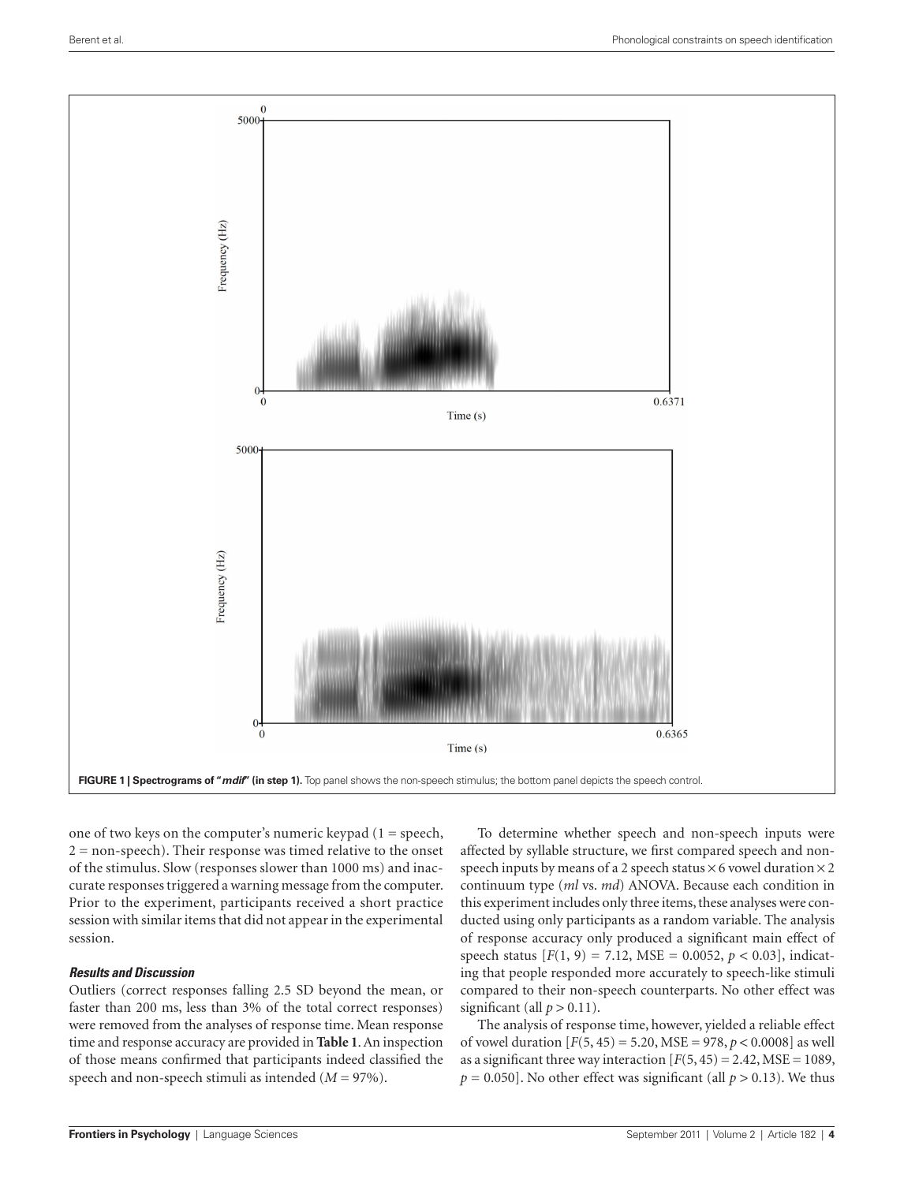0

5000

Frequency (Hz)

0

0

Time (s)

0.6371

5000

Frequency (Hz)

0

0

Time (s)

0.6365

**FIGURE 1 | Spectrograms of "*mdif*" (in step 1).** Top panel shows the non-speech stimulus; the bottom panel depicts the speech control.

one of two keys on the computer's numeric keypad (1 = speech, 2 = non-speech). Their response was timed relative to the onset of the stimulus. Slow (responses slower than 1000 ms) and inaccurate responses triggered a warning message from the computer. Prior to the experiment, participants received a short practice session with similar items that did not appear in the experimental session.

### *Results and Discussion*

Outliers (correct responses falling 2.5 SD beyond the mean, or faster than 200 ms, less than 3% of the total correct responses) were removed from the analyses of response time. Mean response time and response accuracy are provided in **Table 1**. An inspection of those means confirmed that participants indeed classified the speech and non-speech stimuli as intended ($M = 97\%$).

To determine whether speech and non-speech inputs were affected by syllable structure, we first compared speech and non-speech inputs by means of a 2 speech status × 6 vowel duration × 2 continuum type (*ml* vs. *md*) ANOVA. Because each condition in this experiment includes only three items, these analyses were conducted using only participants as a random variable. The analysis of response accuracy only produced a significant main effect of speech status [$F(1, 9) = 7.12$, MSE = 0.0052, $p < 0.03$], indicating that people responded more accurately to speech-like stimuli compared to their non-speech counterparts. No other effect was significant (all $p > 0.11$).

The analysis of response time, however, yielded a reliable effect of vowel duration [$F(5, 45) = 5.20$, MSE = 978, $p < 0.0008$] as well as a significant three way interaction [$F(5, 45) = 2.42$, MSE = 1089, $p = 0.050$]. No other effect was significant (all $p > 0.13$). We thus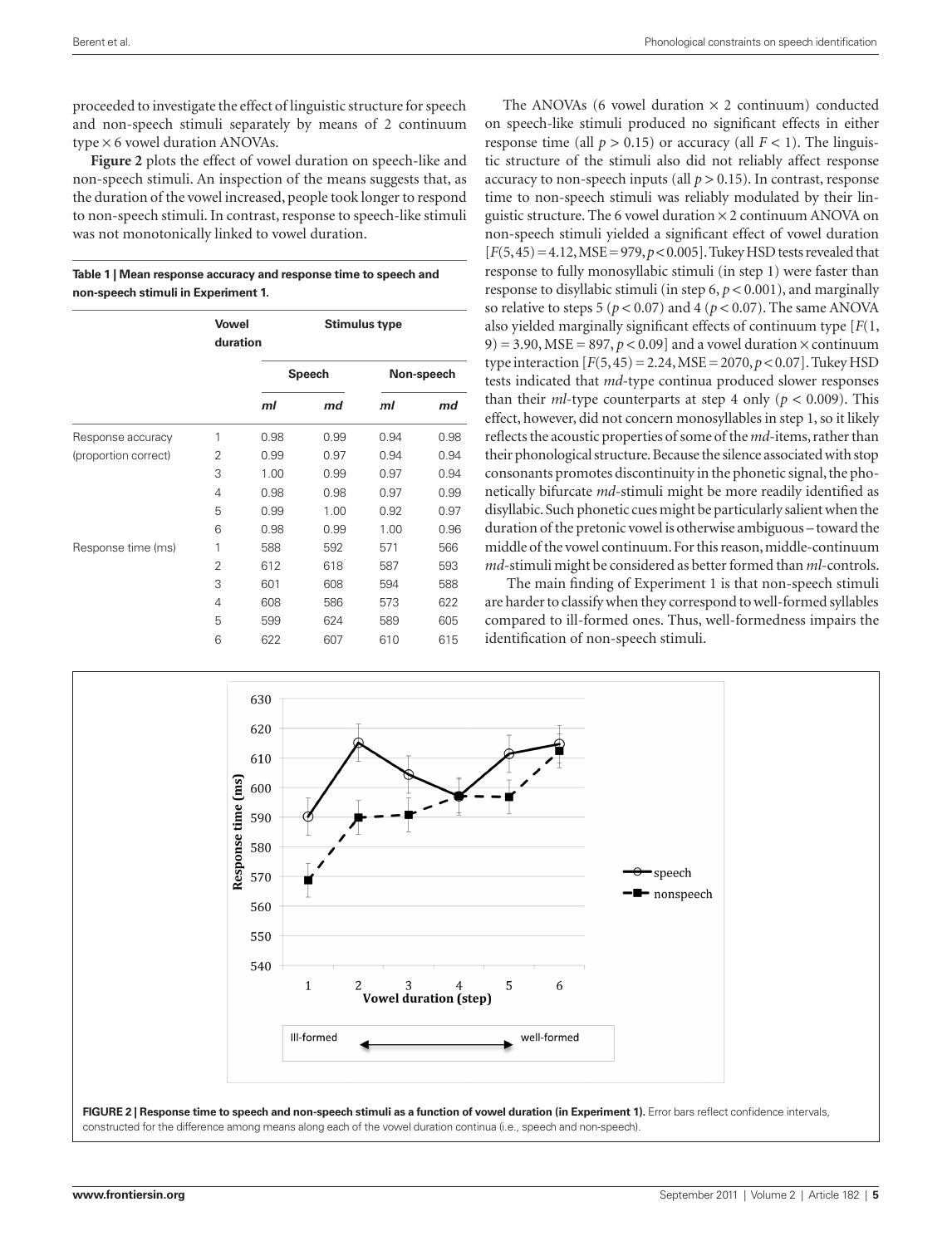proceeded to investigate the effect of linguistic structure for speech and non-speech stimuli separately by means of 2 continuum type × 6 vowel duration ANOVAs.

**Figure 2** plots the effect of vowel duration on speech-like and non-speech stimuli. An inspection of the means suggests that, as the duration of the vowel increased, people took longer to respond to non-speech stimuli. In contrast, response to speech-like stimuli was not monotonically linked to vowel duration.

**Table 1 | Mean response accuracy and response time to speech and non-speech stimuli in Experiment 1.**

| | Vowel duration | Stimulus type | | | |
|---|---|---|---|---|---|
| | | Speech | | Non-speech | |
| | | *ml* | *md* | *ml* | *md* |
| Response accuracy (proportion correct) | 1 | 0.98 | 0.99 | 0.94 | 0.98 |
| | 2 | 0.99 | 0.97 | 0.94 | 0.94 |
| | 3 | 1.00 | 0.99 | 0.97 | 0.94 |
| | 4 | 0.98 | 0.98 | 0.97 | 0.99 |
| | 5 | 0.99 | 1.00 | 0.92 | 0.97 |
| | 6 | 0.98 | 0.99 | 1.00 | 0.96 |
| Response time (ms) | 1 | 588 | 592 | 571 | 566 |
| | 2 | 612 | 618 | 587 | 593 |
| | 3 | 601 | 608 | 594 | 588 |
| | 4 | 608 | 586 | 573 | 622 |
| | 5 | 599 | 624 | 589 | 605 |
| | 6 | 622 | 607 | 610 | 615 |

The ANOVAs (6 vowel duration × 2 continuum) conducted on speech-like stimuli produced no significant effects in either response time (all $p > 0.15$) or accuracy (all $F < 1$). The linguistic structure of the stimuli also did not reliably affect response accuracy to non-speech inputs (all $p > 0.15$). In contrast, response time to non-speech stimuli was reliably modulated by their linguistic structure. The 6 vowel duration × 2 continuum ANOVA on non-speech stimuli yielded a significant effect of vowel duration [$F(5, 45) = 4.12$, MSE = 979, $p < 0.005$]. Tukey HSD tests revealed that response to fully monosyllabic stimuli (in step 1) were faster than response to disyllabic stimuli (in step 6, $p < 0.001$), and marginally so relative to steps 5 ($p < 0.07$) and 4 ($p < 0.07$). The same ANOVA also yielded marginally significant effects of continuum type [$F(1, 9) = 3.90$, MSE = 897, $p < 0.09$] and a vowel duration × continuum type interaction [$F(5, 45) = 2.24$, MSE = 2070, $p < 0.07$]. Tukey HSD tests indicated that *md*-type continua produced slower responses than their *ml*-type counterparts at step 4 only ($p < 0.009$). This effect, however, did not concern monosyllables in step 1, so it likely reflects the acoustic properties of some of the *md*-items, rather than their phonological structure. Because the silence associated with stop consonants promotes discontinuity in the phonetic signal, the phonetically bifurcate *md*-stimuli might be more readily identified as disyllabic. Such phonetic cues might be particularly salient when the duration of the pretonic vowel is otherwise ambiguous – toward the middle of the vowel continuum. For this reason, middle-continuum *md*-stimuli might be considered as better formed than *ml*-controls.

The main finding of Experiment 1 is that non-speech stimuli are harder to classify when they correspond to well-formed syllables compared to ill-formed ones. Thus, well-formedness impairs the identification of non-speech stimuli.

**FIGURE 2 | Response time to speech and non-speech stimuli as a function of vowel duration (in Experiment 1).** Error bars reflect confidence intervals, constructed for the difference among means along each of the vowel duration continua (i.e., speech and non-speech).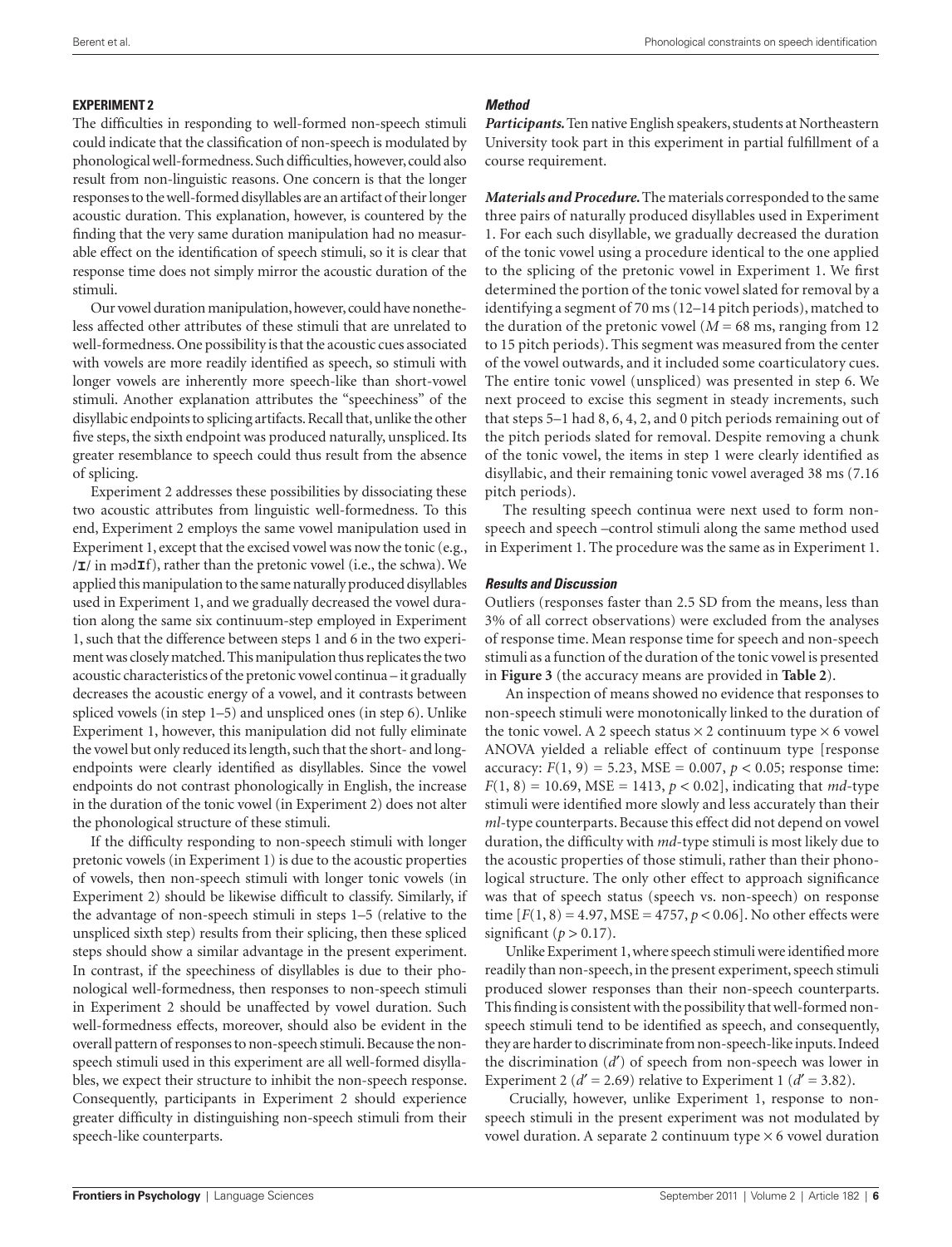## EXPERIMENT 2

The difficulties in responding to well-formed non-speech stimuli could indicate that the classification of non-speech is modulated by phonological well-formedness. Such difficulties, however, could also result from non-linguistic reasons. One concern is that the longer responses to the well-formed disyllables are an artifact of their longer acoustic duration. This explanation, however, is countered by the finding that the very same duration manipulation had no measurable effect on the identification of speech stimuli, so it is clear that response time does not simply mirror the acoustic duration of the stimuli.

Our vowel duration manipulation, however, could have nonetheless affected other attributes of these stimuli that are unrelated to well-formedness. One possibility is that the acoustic cues associated with vowels are more readily identified as speech, so stimuli with longer vowels are inherently more speech-like than short-vowel stimuli. Another explanation attributes the "speechiness" of the disyllabic endpoints to splicing artifacts. Recall that, unlike the other five steps, the sixth endpoint was produced naturally, unspliced. Its greater resemblance to speech could thus result from the absence of splicing.

Experiment 2 addresses these possibilities by dissociating these two acoustic attributes from linguistic well-formedness. To this end, Experiment 2 employs the same vowel manipulation used in Experiment 1, except that the excised vowel was now the tonic (e.g., /ɪ/ in mədɪf), rather than the pretonic vowel (i.e., the schwa). We applied this manipulation to the same naturally produced disyllables used in Experiment 1, and we gradually decreased the vowel duration along the same six continuum-step employed in Experiment 1, such that the difference between steps 1 and 6 in the two experiment was closely matched. This manipulation thus replicates the two acoustic characteristics of the pretonic vowel continua – it gradually decreases the acoustic energy of a vowel, and it contrasts between spliced vowels (in step 1–5) and unspliced ones (in step 6). Unlike Experiment 1, however, this manipulation did not fully eliminate the vowel but only reduced its length, such that the short- and long-endpoints were clearly identified as disyllables. Since the vowel endpoints do not contrast phonologically in English, the increase in the duration of the tonic vowel (in Experiment 2) does not alter the phonological structure of these stimuli.

If the difficulty responding to non-speech stimuli with longer pretonic vowels (in Experiment 1) is due to the acoustic properties of vowels, then non-speech stimuli with longer tonic vowels (in Experiment 2) should be likewise difficult to classify. Similarly, if the advantage of non-speech stimuli in steps 1–5 (relative to the unspliced sixth step) results from their splicing, then these spliced steps should show a similar advantage in the present experiment. In contrast, if the speechiness of disyllables is due to their phonological well-formedness, then responses to non-speech stimuli in Experiment 2 should be unaffected by vowel duration. Such well-formedness effects, moreover, should also be evident in the overall pattern of responses to non-speech stimuli. Because the non-speech stimuli used in this experiment are all well-formed disyllables, we expect their structure to inhibit the non-speech response. Consequently, participants in Experiment 2 should experience greater difficulty in distinguishing non-speech stimuli from their speech-like counterparts.

### Method

***Participants.*** Ten native English speakers, students at Northeastern University took part in this experiment in partial fulfillment of a course requirement.

***Materials and Procedure.*** The materials corresponded to the same three pairs of naturally produced disyllables used in Experiment 1. For each such disyllable, we gradually decreased the duration of the tonic vowel using a procedure identical to the one applied to the splicing of the pretonic vowel in Experiment 1. We first determined the portion of the tonic vowel slated for removal by a identifying a segment of 70 ms (12–14 pitch periods), matched to the duration of the pretonic vowel ($M = 68$ ms, ranging from 12 to 15 pitch periods). This segment was measured from the center of the vowel outwards, and it included some coarticulatory cues. The entire tonic vowel (unspliced) was presented in step 6. We next proceed to excise this segment in steady increments, such that steps 5–1 had 8, 6, 4, 2, and 0 pitch periods remaining out of the pitch periods slated for removal. Despite removing a chunk of the tonic vowel, the items in step 1 were clearly identified as disyllabic, and their remaining tonic vowel averaged 38 ms (7.16 pitch periods).

The resulting speech continua were next used to form non-speech and speech –control stimuli along the same method used in Experiment 1. The procedure was the same as in Experiment 1.

### Results and Discussion

Outliers (responses faster than 2.5 SD from the means, less than 3% of all correct observations) were excluded from the analyses of response time. Mean response time for speech and non-speech stimuli as a function of the duration of the tonic vowel is presented in **Figure 3** (the accuracy means are provided in **Table 2**).

An inspection of means showed no evidence that responses to non-speech stimuli were monotonically linked to the duration of the tonic vowel. A 2 speech status × 2 continuum type × 6 vowel ANOVA yielded a reliable effect of continuum type [response accuracy: $F(1, 9) = 5.23$, MSE = 0.007, $p < 0.05$; response time: $F(1, 8) = 10.69$, MSE = 1413, $p < 0.02$], indicating that *md*-type stimuli were identified more slowly and less accurately than their *ml*-type counterparts. Because this effect did not depend on vowel duration, the difficulty with *md*-type stimuli is most likely due to the acoustic properties of those stimuli, rather than their phonological structure. The only other effect to approach significance was that of speech status (speech vs. non-speech) on response time [$F(1, 8) = 4.97$, MSE = 4757, $p < 0.06$]. No other effects were significant ($p > 0.17$).

Unlike Experiment 1, where speech stimuli were identified more readily than non-speech, in the present experiment, speech stimuli produced slower responses than their non-speech counterparts. This finding is consistent with the possibility that well-formed non-speech stimuli tend to be identified as speech, and consequently, they are harder to discriminate from non-speech-like inputs. Indeed the discrimination ($d'$) of speech from non-speech was lower in Experiment 2 ($d' = 2.69$) relative to Experiment 1 ($d' = 3.82$).

Crucially, however, unlike Experiment 1, response to non-speech stimuli in the present experiment was not modulated by vowel duration. A separate 2 continuum type × 6 vowel duration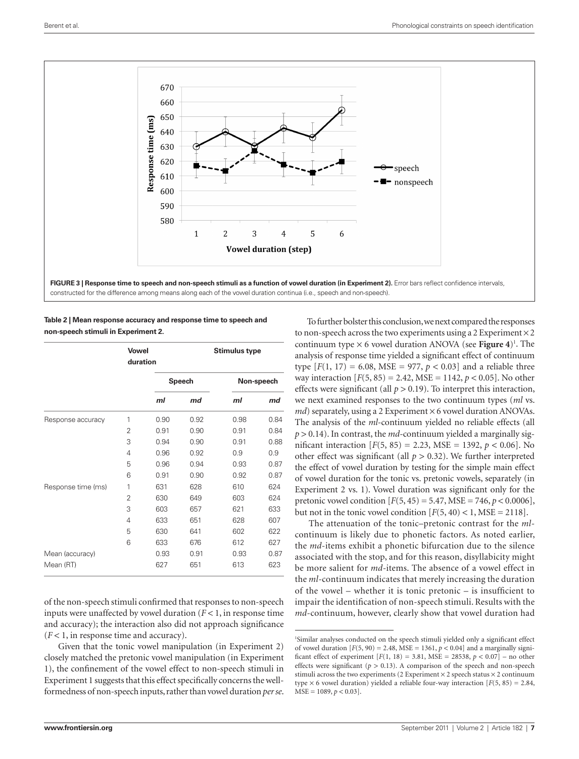670
660
650
640
630
620
610
600
590
580

Response time (ms)

1 2 3 4 5 6

Vowel duration (step)

speech
nonspeech

**FIGURE 3 | Response time to speech and non-speech stimuli as a function of vowel duration (in Experiment 2).** Error bars reflect confidence intervals, constructed for the difference among means along each of the vowel duration continua (i.e., speech and non-speech).

**Table 2 | Mean response accuracy and response time to speech and non-speech stimuli in Experiment 2.**

| | Vowel duration | Stimulus type | | | |
|---|---|---|---|---|---|
| | | Speech | | Non-speech | |
| | | *ml* | *md* | *ml* | *md* |
| Response accuracy | 1 | 0.90 | 0.92 | 0.98 | 0.84 |
| | 2 | 0.91 | 0.90 | 0.91 | 0.84 |
| | 3 | 0.94 | 0.90 | 0.91 | 0.88 |
| | 4 | 0.96 | 0.92 | 0.9 | 0.9 |
| | 5 | 0.96 | 0.94 | 0.93 | 0.87 |
| | 6 | 0.91 | 0.90 | 0.92 | 0.87 |
| Response time (ms) | 1 | 631 | 628 | 610 | 624 |
| | 2 | 630 | 649 | 603 | 624 |
| | 3 | 603 | 657 | 621 | 633 |
| | 4 | 633 | 651 | 628 | 607 |
| | 5 | 630 | 641 | 602 | 622 |
| | 6 | 633 | 676 | 612 | 627 |
| Mean (accuracy) | | 0.93 | 0.91 | 0.93 | 0.87 |
| Mean (RT) | | 627 | 651 | 613 | 623 |

of the non-speech stimuli confirmed that responses to non-speech inputs were unaffected by vowel duration ($F < 1$, in response time and accuracy); the interaction also did not approach significance ($F < 1$, in response time and accuracy).

Given that the tonic vowel manipulation (in Experiment 2) closely matched the pretonic vowel manipulation (in Experiment 1), the confinement of the vowel effect to non-speech stimuli in Experiment 1 suggests that this effect specifically concerns the well-formedness of non-speech inputs, rather than vowel duration *per se*.

To further bolster this conclusion, we next compared the responses to non-speech across the two experiments using a 2 Experiment × 2 continuum type × 6 vowel duration ANOVA (see **Figure 4**)[1]. The analysis of response time yielded a significant effect of continuum type [$F(1, 17) = 6.08$, MSE = 977, $p < 0.03$] and a reliable three way interaction [$F(5, 85) = 2.42$, MSE = 1142, $p < 0.05$]. No other effects were significant (all $p > 0.19$). To interpret this interaction, we next examined responses to the two continuum types (*ml* vs. *md*) separately, using a 2 Experiment × 6 vowel duration ANOVAs. The analysis of the *ml*-continuum yielded no reliable effects (all $p > 0.14$). In contrast, the *md*-continuum yielded a marginally significant interaction [$F(5, 85) = 2.23$, MSE = 1392, $p < 0.06$]. No other effect was significant (all $p > 0.32$). We further interpreted the effect of vowel duration by testing for the simple main effect of vowel duration for the tonic vs. pretonic vowels, separately (in Experiment 2 vs. 1). Vowel duration was significant only for the pretonic vowel condition [$F(5, 45) = 5.47$, MSE = 746, $p < 0.0006$], but not in the tonic vowel condition [$F(5, 40) < 1$, MSE = 2118].

The attenuation of the tonic–pretonic contrast for the *ml*-continuum is likely due to phonetic factors. As noted earlier, the *md*-items exhibit a phonetic bifurcation due to the silence associated with the stop, and for this reason, disyllabicity might be more salient for *md*-items. The absence of a vowel effect in the *ml*-continuum indicates that merely increasing the duration of the vowel – whether it is tonic pretonic – is insufficient to impair the identification of non-speech stimuli. Results with the *md*-continuum, however, clearly show that vowel duration had

[1]Similar analyses conducted on the speech stimuli yielded only a significant effect of vowel duration [$F(5, 90) = 2.48$, MSE = 1361, $p < 0.04$] and a marginally significant effect of experiment [$F(1, 18) = 3.81$, MSE = 28538, $p < 0.07$] – no other effects were significant ($p > 0.13$). A comparison of the speech and non-speech stimuli across the two experiments (2 Experiment × 2 speech status × 2 continuum type × 6 vowel duration) yielded a reliable four-way interaction [$F(5, 85) = 2.84$, MSE = 1089, $p < 0.03$].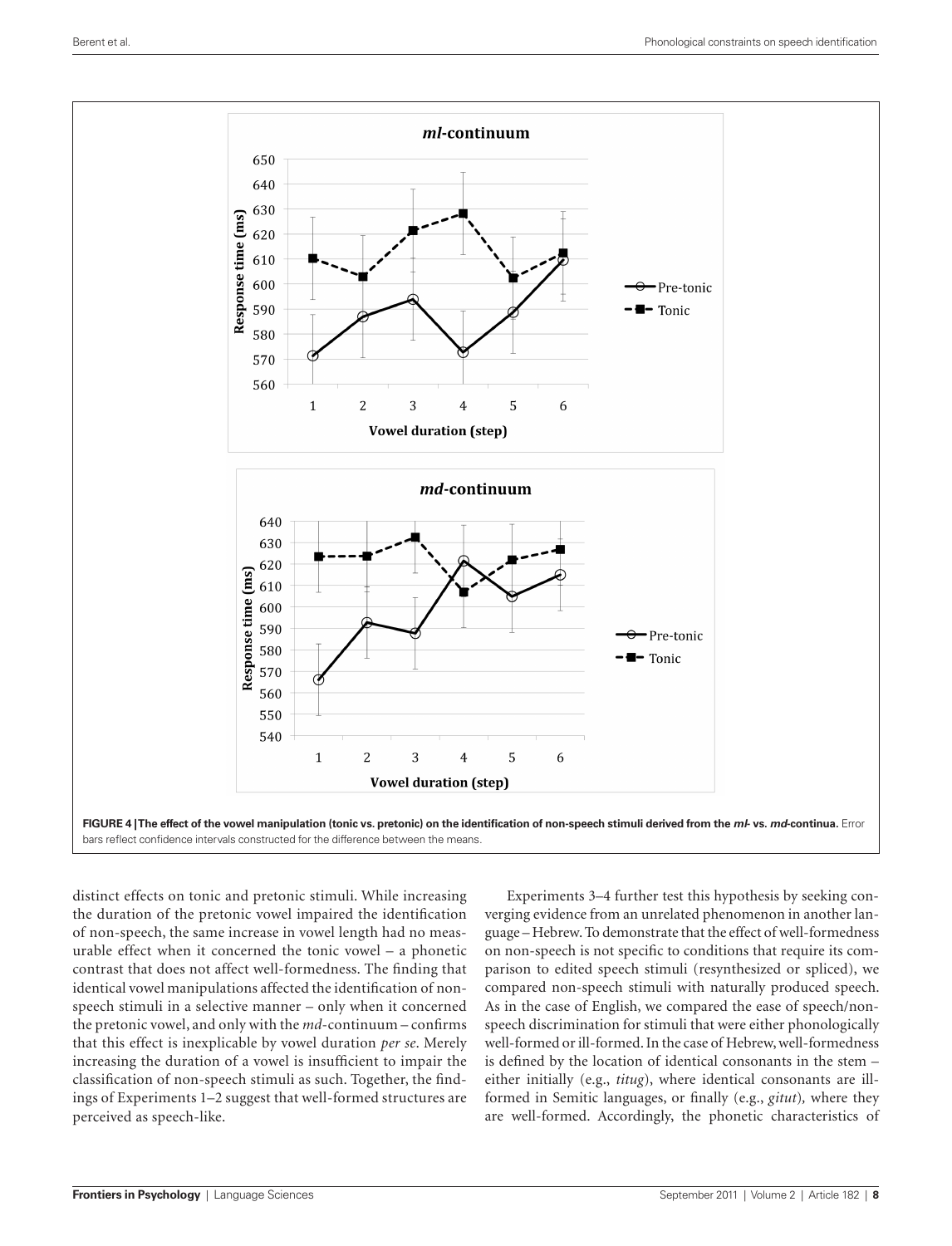*ml*-continuum

650
640
630
620
610
600
590
580
570
560

Response time (ms)

1 2 3 4 5 6

Vowel duration (step)

Pre-tonic
Tonic

*md*-continuum

640
630
620
610
600
590
580
570
560
550
540

Response time (ms)

1 2 3 4 5 6

Vowel duration (step)

Pre-tonic
Tonic

**FIGURE 4 | The effect of the vowel manipulation (tonic vs. pretonic) on the identification of non-speech stimuli derived from the *ml*- vs. *md*-continua.** Error bars reflect confidence intervals constructed for the difference between the means.

distinct effects on tonic and pretonic stimuli. While increasing the duration of the pretonic vowel impaired the identification of non-speech, the same increase in vowel length had no measurable effect when it concerned the tonic vowel – a phonetic contrast that does not affect well-formedness. The finding that identical vowel manipulations affected the identification of non-speech stimuli in a selective manner – only when it concerned the pretonic vowel, and only with the *md*-continuum – confirms that this effect is inexplicable by vowel duration *per se*. Merely increasing the duration of a vowel is insufficient to impair the classification of non-speech stimuli as such. Together, the findings of Experiments 1–2 suggest that well-formed structures are perceived as speech-like.

Experiments 3–4 further test this hypothesis by seeking converging evidence from an unrelated phenomenon in another language – Hebrew. To demonstrate that the effect of well-formedness on non-speech is not specific to conditions that require its comparison to edited speech stimuli (resynthesized or spliced), we compared non-speech stimuli with naturally produced speech. As in the case of English, we compared the ease of speech/non-speech discrimination for stimuli that were either phonologically well-formed or ill-formed. In the case of Hebrew, well-formedness is defined by the location of identical consonants in the stem – either initially (e.g., *titug*), where identical consonants are ill-formed in Semitic languages, or finally (e.g., *gitut*), where they are well-formed. Accordingly, the phonetic characteristics of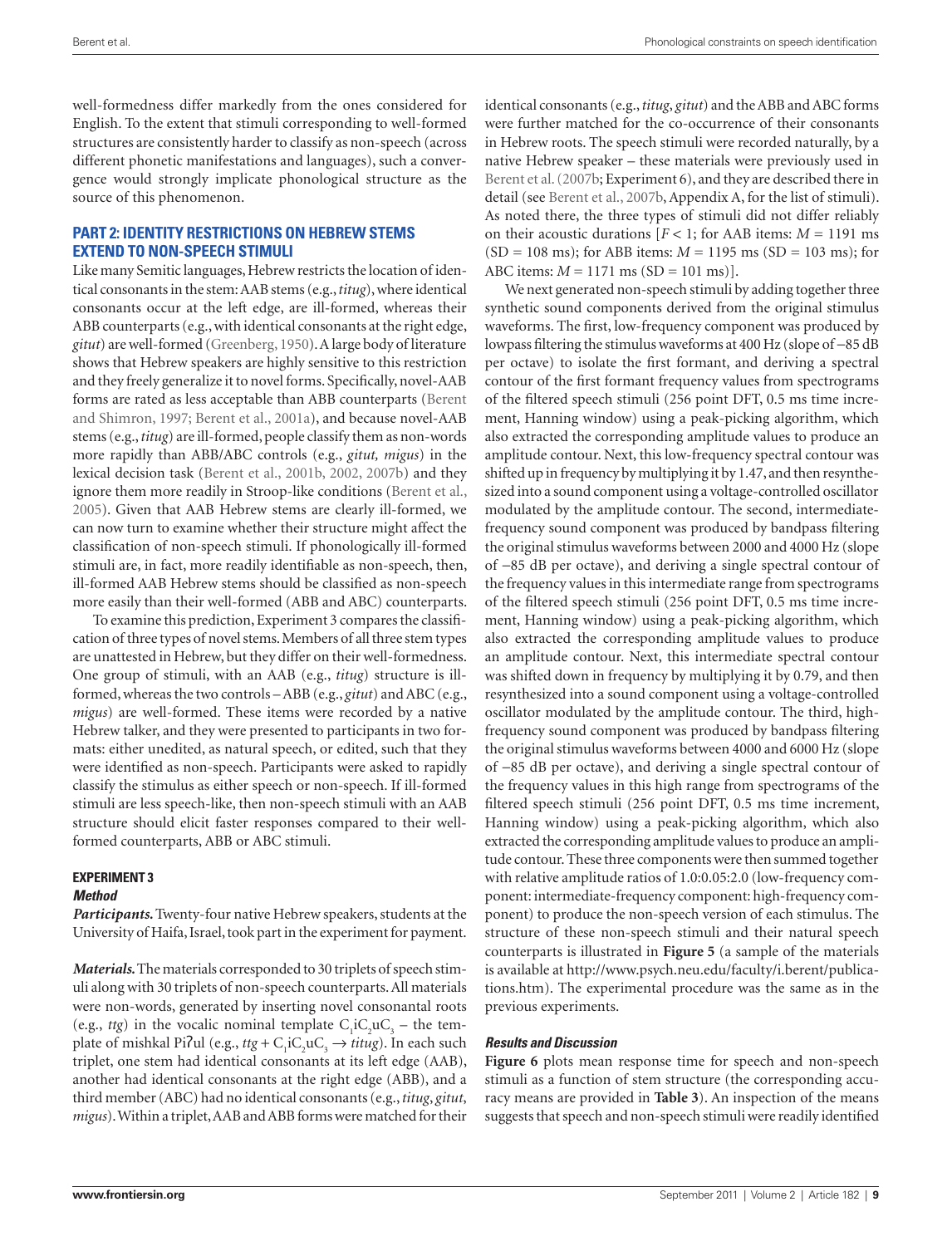well-formedness differ markedly from the ones considered for English. To the extent that stimuli corresponding to well-formed structures are consistently harder to classify as non-speech (across different phonetic manifestations and languages), such a convergence would strongly implicate phonological structure as the source of this phenomenon.

## PART 2: IDENTITY RESTRICTIONS ON HEBREW STEMS EXTEND TO NON-SPEECH STIMULI

Like many Semitic languages, Hebrew restricts the location of identical consonants in the stem: AAB stems (e.g., *titug*), where identical consonants occur at the left edge, are ill-formed, whereas their ABB counterparts (e.g., with identical consonants at the right edge, *gitut*) are well-formed (Greenberg, 1950). A large body of literature shows that Hebrew speakers are highly sensitive to this restriction and they freely generalize it to novel forms. Specifically, novel-AAB forms are rated as less acceptable than ABB counterparts (Berent and Shimron, 1997; Berent et al., 2001a), and because novel-AAB stems (e.g., *titug*) are ill-formed, people classify them as non-words more rapidly than ABB/ABC controls (e.g., *gitut, migus*) in the lexical decision task (Berent et al., 2001b, 2002, 2007b) and they ignore them more readily in Stroop-like conditions (Berent et al., 2005). Given that AAB Hebrew stems are clearly ill-formed, we can now turn to examine whether their structure might affect the classification of non-speech stimuli. If phonologically ill-formed stimuli are, in fact, more readily identifiable as non-speech, then, ill-formed AAB Hebrew stems should be classified as non-speech more easily than their well-formed (ABB and ABC) counterparts.

To examine this prediction, Experiment 3 compares the classification of three types of novel stems. Members of all three stem types are unattested in Hebrew, but they differ on their well-formedness. One group of stimuli, with an AAB (e.g., *titug*) structure is ill-formed, whereas the two controls – ABB (e.g., *gitut*) and ABC (e.g., *migus*) are well-formed. These items were recorded by a native Hebrew talker, and they were presented to participants in two formats: either unedited, as natural speech, or edited, such that they were identified as non-speech. Participants were asked to rapidly classify the stimulus as either speech or non-speech. If ill-formed stimuli are less speech-like, then non-speech stimuli with an AAB structure should elicit faster responses compared to their well-formed counterparts, ABB or ABC stimuli.

### EXPERIMENT 3

#### *Method*

***Participants.*** Twenty-four native Hebrew speakers, students at the University of Haifa, Israel, took part in the experiment for payment.

***Materials.*** The materials corresponded to 30 triplets of speech stimuli along with 30 triplets of non-speech counterparts. All materials were non-words, generated by inserting novel consonantal roots (e.g., *ttg*) in the vocalic nominal template $C_1iC_2uC_3$ – the template of mishkal PiʔuI (e.g., *ttg* + $C_1iC_2uC_3 \rightarrow$ *titug*). In each such triplet, one stem had identical consonants at its left edge (AAB), another had identical consonants at the right edge (ABB), and a third member (ABC) had no identical consonants (e.g., *titug*, *gitut*, *migus*). Within a triplet, AAB and ABB forms were matched for their identical consonants (e.g., *titug*, *gitut*) and the ABB and ABC forms were further matched for the co-occurrence of their consonants in Hebrew roots. The speech stimuli were recorded naturally, by a native Hebrew speaker – these materials were previously used in Berent et al. (2007b; Experiment 6), and they are described there in detail (see Berent et al., 2007b, Appendix A, for the list of stimuli). As noted there, the three types of stimuli did not differ reliably on their acoustic durations [$F < 1$; for AAB items: $M = 1191$ ms ($SD = 108$ ms); for ABB items: $M = 1195$ ms ($SD = 103$ ms); for ABC items: $M = 1171$ ms ($SD = 101$ ms)].

We next generated non-speech stimuli by adding together three synthetic sound components derived from the original stimulus waveforms. The first, low-frequency component was produced by lowpass filtering the stimulus waveforms at 400 Hz (slope of −85 dB per octave) to isolate the first formant, and deriving a spectral contour of the first formant frequency values from spectrograms of the filtered speech stimuli (256 point DFT, 0.5 ms time increment, Hanning window) using a peak-picking algorithm, which also extracted the corresponding amplitude values to produce an amplitude contour. Next, this low-frequency spectral contour was shifted up in frequency by multiplying it by 1.47, and then resynthesized into a sound component using a voltage-controlled oscillator modulated by the amplitude contour. The second, intermediate-frequency sound component was produced by bandpass filtering the original stimulus waveforms between 2000 and 4000 Hz (slope of −85 dB per octave), and deriving a single spectral contour of the frequency values in this intermediate range from spectrograms of the filtered speech stimuli (256 point DFT, 0.5 ms time increment, Hanning window) using a peak-picking algorithm, which also extracted the corresponding amplitude values to produce an amplitude contour. Next, this intermediate spectral contour was shifted down in frequency by multiplying it by 0.79, and then resynthesized into a sound component using a voltage-controlled oscillator modulated by the amplitude contour. The third, high-frequency sound component was produced by bandpass filtering the original stimulus waveforms between 4000 and 6000 Hz (slope of −85 dB per octave), and deriving a single spectral contour of the frequency values in this high range from spectrograms of the filtered speech stimuli (256 point DFT, 0.5 ms time increment, Hanning window) using a peak-picking algorithm, which also extracted the corresponding amplitude values to produce an amplitude contour. These three components were then summed together with relative amplitude ratios of 1.0:0.05:2.0 (low-frequency component: intermediate-frequency component: high-frequency component) to produce the non-speech version of each stimulus. The structure of these non-speech stimuli and their natural speech counterparts is illustrated in **Figure 5** (a sample of the materials is available at http://www.psych.neu.edu/faculty/i.berent/publications.htm). The experimental procedure was the same as in the previous experiments.

#### *Results and Discussion*

**Figure 6** plots mean response time for speech and non-speech stimuli as a function of stem structure (the corresponding accuracy means are provided in **Table 3**). An inspection of the means suggests that speech and non-speech stimuli were readily identified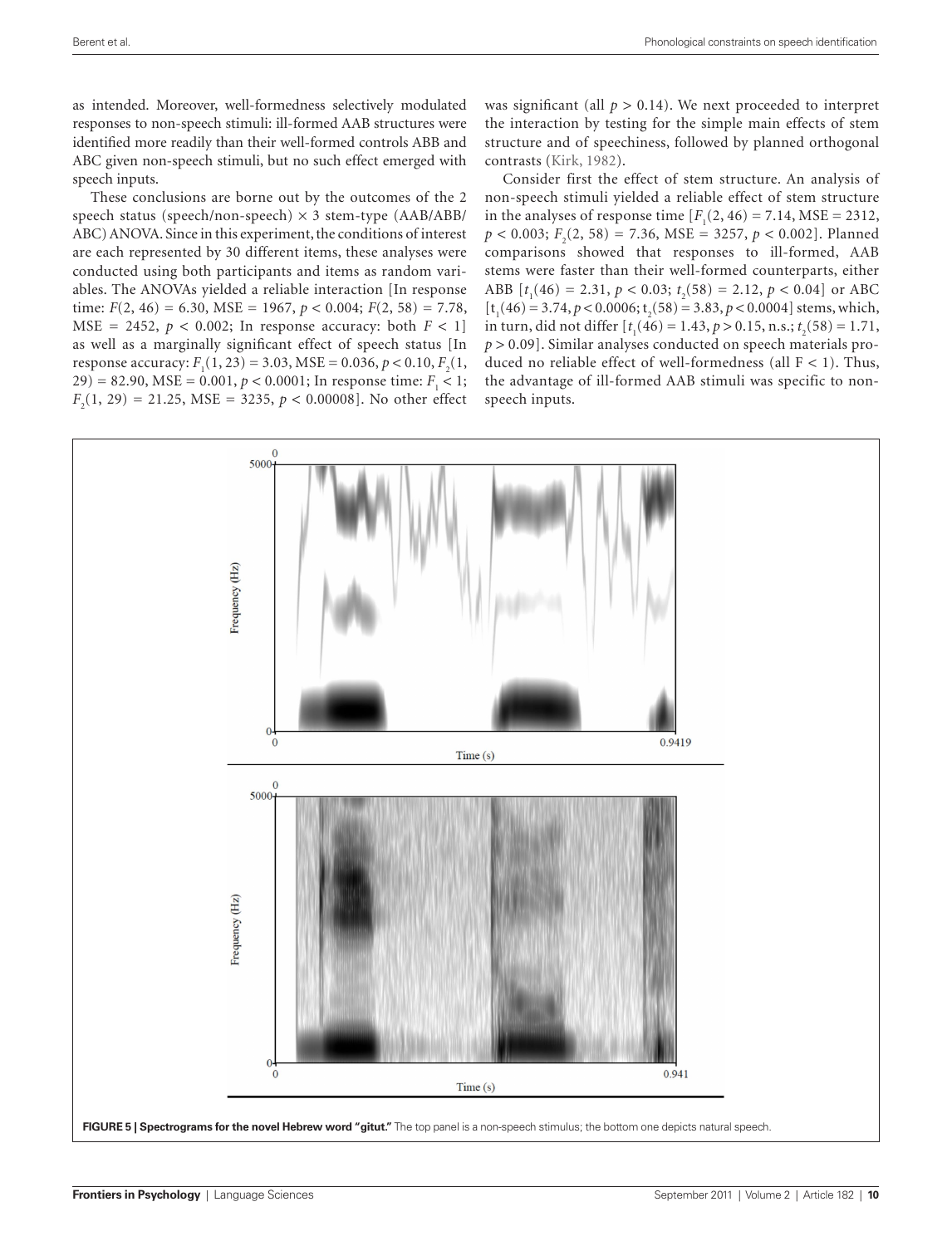as intended. Moreover, well-formedness selectively modulated responses to non-speech stimuli: ill-formed AAB structures were identified more readily than their well-formed controls ABB and ABC given non-speech stimuli, but no such effect emerged with speech inputs.

These conclusions are borne out by the outcomes of the 2 speech status (speech/non-speech) × 3 stem-type (AAB/ABB/ABC) ANOVA. Since in this experiment, the conditions of interest are each represented by 30 different items, these analyses were conducted using both participants and items as random variables. The ANOVAs yielded a reliable interaction [In response time: $F(2, 46) = 6.30$, MSE = 1967, $p < 0.004$; $F(2, 58) = 7.78$, MSE = 2452, $p < 0.002$; In response accuracy: both $F < 1$] as well as a marginally significant effect of speech status [In response accuracy: $F_1(1, 23) = 3.03$, MSE = 0.036, $p < 0.10$, $F_2(1, 29) = 82.90$, MSE = 0.001, $p < 0.0001$; In response time: $F_1 < 1$; $F_2(1, 29) = 21.25$, MSE = 3235, $p < 0.00008$]. No other effect was significant (all $p > 0.14$). We next proceeded to interpret the interaction by testing for the simple main effects of stem structure and of speechiness, followed by planned orthogonal contrasts (Kirk, 1982).

Consider first the effect of stem structure. An analysis of non-speech stimuli yielded a reliable effect of stem structure in the analyses of response time [$F_1(2, 46) = 7.14$, MSE = 2312, $p < 0.003$; $F_2(2, 58) = 7.36$, MSE = 3257, $p < 0.002$]. Planned comparisons showed that responses to ill-formed, AAB stems were faster than their well-formed counterparts, either ABB [$t_1(46) = 2.31$, $p < 0.03$; $t_2(58) = 2.12$, $p < 0.04$] or ABC [$t_1(46) = 3.74$, $p < 0.0006$; $t_2(58) = 3.83$, $p < 0.0004$] stems, which, in turn, did not differ [$t_1(46) = 1.43$, $p > 0.15$, n.s.; $t_2(58) = 1.71$, $p > 0.09$]. Similar analyses conducted on speech materials produced no reliable effect of well-formedness (all $F < 1$). Thus, the advantage of ill-formed AAB stimuli was specific to non-speech inputs.

0
5000
Frequency (Hz)
0
0
Time (s)
0.9419

0
5000
Frequency (Hz)
0
0
Time (s)
0.941

**FIGURE 5 | Spectrograms for the novel Hebrew word "gitut."** The top panel is a non-speech stimulus; the bottom one depicts natural speech.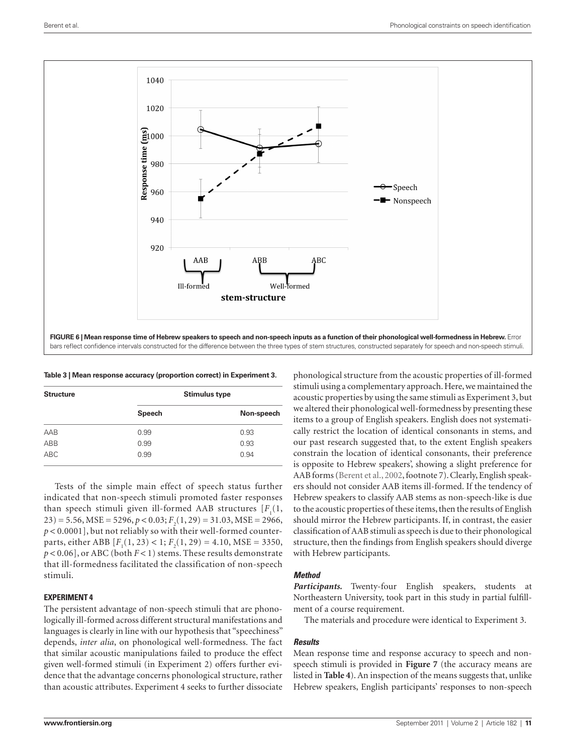1040

1020

1000

980

960

940

920

Response time (ms)

AAB

ABB

ABC

Ill-formed

Well-formed

stem-structure

Speech

Nonspeech

**FIGURE 6 | Mean response time of Hebrew speakers to speech and non-speech inputs as a function of their phonological well-formedness in Hebrew.** Error bars reflect confidence intervals constructed for the difference between the three types of stem structures, constructed separately for speech and non-speech stimuli.

**Table 3 | Mean response accuracy (proportion correct) in Experiment 3.**

| Structure | Stimulus type | |
|---|---|---|
| | **Speech** | **Non-speech** |
| AAB | 0.99 | 0.93 |
| ABB | 0.99 | 0.93 |
| ABC | 0.99 | 0.94 |

Tests of the simple main effect of speech status further indicated that non-speech stimuli promoted faster responses than speech stimuli given ill-formed AAB structures [$F_1(1, 23) = 5.56$, MSE = 5296, $p < 0.03$; $F_2(1, 29) = 31.03$, MSE = 2966, $p < 0.0001$], but not reliably so with their well-formed counterparts, either ABB [$F_1(1, 23) < 1$; $F_2(1, 29) = 4.10$, MSE = 3350, $p < 0.06$], or ABC (both $F < 1$) stems. These results demonstrate that ill-formedness facilitated the classification of non-speech stimuli.

### EXPERIMENT 4

The persistent advantage of non-speech stimuli that are phonologically ill-formed across different structural manifestations and languages is clearly in line with our hypothesis that "speechiness" depends, *inter alia*, on phonological well-formedness. The fact that similar acoustic manipulations failed to produce the effect given well-formed stimuli (in Experiment 2) offers further evidence that the advantage concerns phonological structure, rather than acoustic attributes. Experiment 4 seeks to further dissociate phonological structure from the acoustic properties of ill-formed stimuli using a complementary approach. Here, we maintained the acoustic properties by using the same stimuli as Experiment 3, but we altered their phonological well-formedness by presenting these items to a group of English speakers. English does not systematically restrict the location of identical consonants in stems, and our past research suggested that, to the extent English speakers constrain the location of identical consonants, their preference is opposite to Hebrew speakers', showing a slight preference for AAB forms (Berent et al., 2002, footnote 7). Clearly, English speakers should not consider AAB items ill-formed. If the tendency of Hebrew speakers to classify AAB stems as non-speech-like is due to the acoustic properties of these items, then the results of English should mirror the Hebrew participants. If, in contrast, the easier classification of AAB stimuli as speech is due to their phonological structure, then the findings from English speakers should diverge with Hebrew participants.

#### *Method*

***Participants.*** Twenty-four English speakers, students at Northeastern University, took part in this study in partial fulfillment of a course requirement.

The materials and procedure were identical to Experiment 3.

#### *Results*

Mean response time and response accuracy to speech and non-speech stimuli is provided in **Figure 7** (the accuracy means are listed in **Table 4**). An inspection of the means suggests that, unlike Hebrew speakers, English participants' responses to non-speech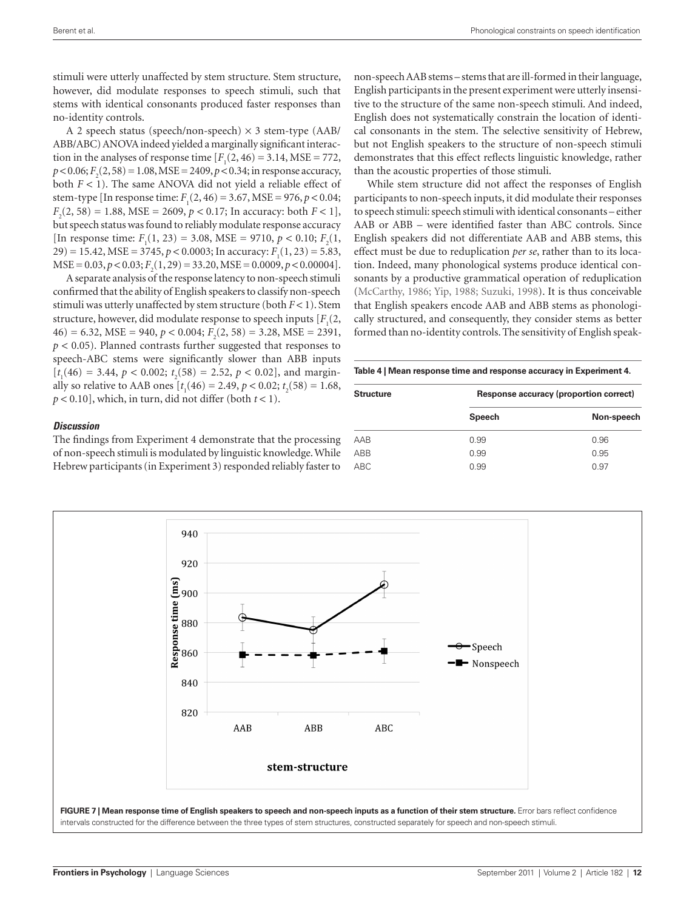stimuli were utterly unaffected by stem structure. Stem structure, however, did modulate responses to speech stimuli, such that stems with identical consonants produced faster responses than no-identity controls.

A 2 speech status (speech/non-speech) × 3 stem-type (AAB/ABB/ABC) ANOVA indeed yielded a marginally significant interaction in the analyses of response time [$F_1(2, 46) = 3.14$, MSE = 772, $p < 0.06$; $F_2(2, 58) = 1.08$, MSE = 2409, $p < 0.34$; in response accuracy, both $F < 1$). The same ANOVA did not yield a reliable effect of stem-type [In response time: $F_1(2, 46) = 3.67$, MSE = 976, $p < 0.04$; $F_2(2, 58) = 1.88$, MSE = 2609, $p < 0.17$; In accuracy: both $F < 1$], but speech status was found to reliably modulate response accuracy [In response time: $F_1(1, 23) = 3.08$, MSE = 9710, $p < 0.10$; $F_2(1, 29) = 15.42$, MSE = 3745, $p < 0.0003$; In accuracy: $F_1(1, 23) = 5.83$, MSE = 0.03, $p < 0.03$; $F_2(1, 29) = 33.20$, MSE = 0.0009, $p < 0.00004$].

A separate analysis of the response latency to non-speech stimuli confirmed that the ability of English speakers to classify non-speech stimuli was utterly unaffected by stem structure (both $F < 1$). Stem structure, however, did modulate response to speech inputs [$F_1(2, 46) = 6.32$, MSE = 940, $p < 0.004$; $F_2(2, 58) = 3.28$, MSE = 2391, $p < 0.05$). Planned contrasts further suggested that responses to speech-ABC stems were significantly slower than ABB inputs [$t_1(46) = 3.44$, $p < 0.002$; $t_2(58) = 2.52$, $p < 0.02$], and marginally so relative to AAB ones [$t_1(46) = 2.49$, $p < 0.02$; $t_2(58) = 1.68$, $p < 0.10$], which, in turn, did not differ (both $t < 1$).

### *Discussion*

The findings from Experiment 4 demonstrate that the processing of non-speech stimuli is modulated by linguistic knowledge. While Hebrew participants (in Experiment 3) responded reliably faster to non-speech AAB stems – stems that are ill-formed in their language, English participants in the present experiment were utterly insensitive to the structure of the same non-speech stimuli. And indeed, English does not systematically constrain the location of identical consonants in the stem. The selective sensitivity of Hebrew, but not English speakers to the structure of non-speech stimuli demonstrates that this effect reflects linguistic knowledge, rather than the acoustic properties of those stimuli.

While stem structure did not affect the responses of English participants to non-speech inputs, it did modulate their responses to speech stimuli: speech stimuli with identical consonants – either AAB or ABB – were identified faster than ABC controls. Since English speakers did not differentiate AAB and ABB stems, this effect must be due to reduplication *per se*, rather than to its location. Indeed, many phonological systems produce identical consonants by a productive grammatical operation of reduplication (McCarthy, 1986; Yip, 1988; Suzuki, 1998). It is thus conceivable that English speakers encode AAB and ABB stems as phonologically structured, and consequently, they consider stems as better formed than no-identity controls. The sensitivity of English speak-

**Table 4 | Mean response time and response accuracy in Experiment 4.**

| Structure | Response accuracy (proportion correct) | |
|---|---|---|
| | Speech | Non-speech |
| AAB | 0.99 | 0.96 |
| ABB | 0.99 | 0.95 |
| ABC | 0.99 | 0.97 |

940
920
900
880
860
840
820
Response time (ms)
AAB
ABB
ABC
stem-structure
Speech
Nonspeech

**FIGURE 7 | Mean response time of English speakers to speech and non-speech inputs as a function of their stem structure.** Error bars reflect confidence intervals constructed for the difference between the three types of stem structures, constructed separately for speech and non-speech stimuli.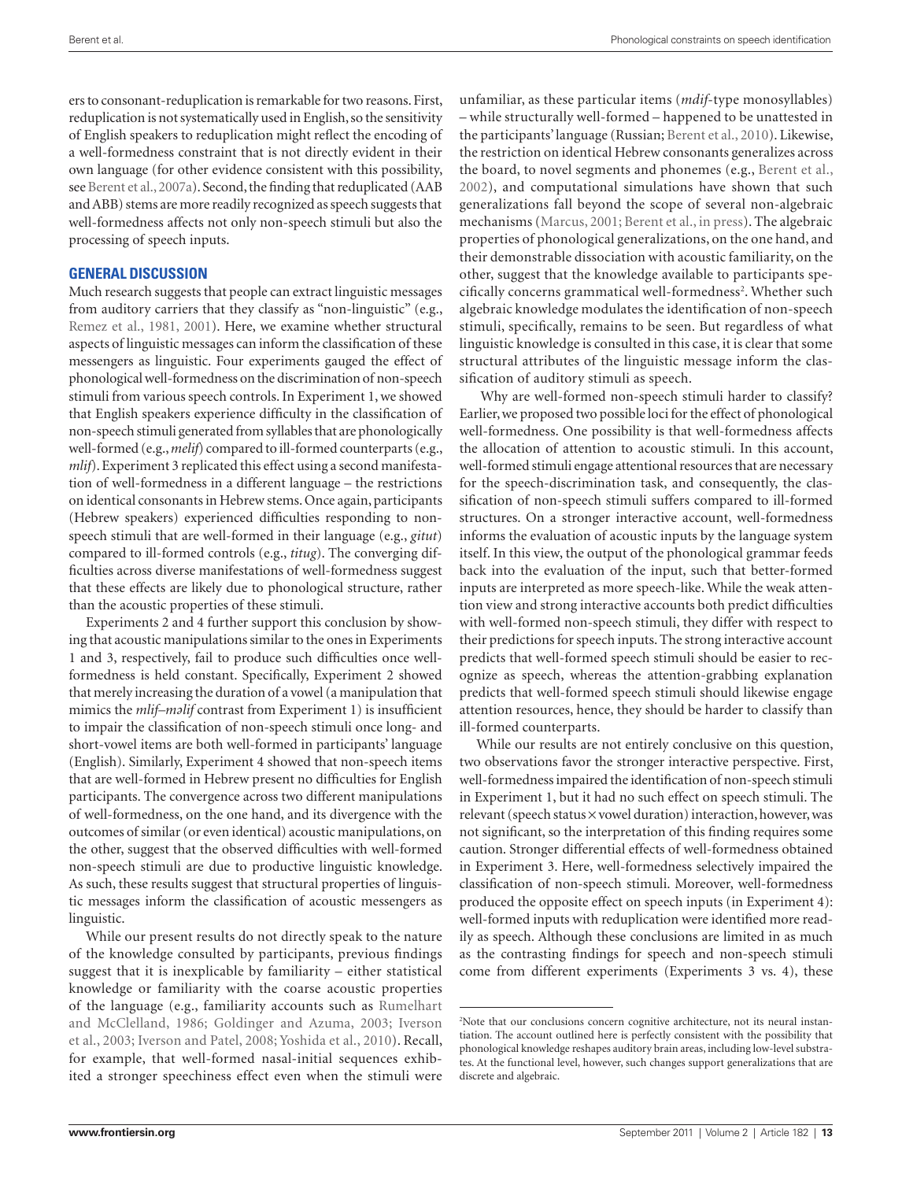ers to consonant-reduplication is remarkable for two reasons. First, reduplication is not systematically used in English, so the sensitivity of English speakers to reduplication might reflect the encoding of a well-formedness constraint that is not directly evident in their own language (for other evidence consistent with this possibility, see Berent et al., 2007a). Second, the finding that reduplicated (AAB and ABB) stems are more readily recognized as speech suggests that well-formedness affects not only non-speech stimuli but also the processing of speech inputs.

## GENERAL DISCUSSION

Much research suggests that people can extract linguistic messages from auditory carriers that they classify as "non-linguistic" (e.g., Remez et al., 1981, 2001). Here, we examine whether structural aspects of linguistic messages can inform the classification of these messengers as linguistic. Four experiments gauged the effect of phonological well-formedness on the discrimination of non-speech stimuli from various speech controls. In Experiment 1, we showed that English speakers experience difficulty in the classification of non-speech stimuli generated from syllables that are phonologically well-formed (e.g., *melif*) compared to ill-formed counterparts (e.g., *mlif*). Experiment 3 replicated this effect using a second manifestation of well-formedness in a different language – the restrictions on identical consonants in Hebrew stems. Once again, participants (Hebrew speakers) experienced difficulties responding to non-speech stimuli that are well-formed in their language (e.g., *gitut*) compared to ill-formed controls (e.g., *titug*). The converging difficulties across diverse manifestations of well-formedness suggest that these effects are likely due to phonological structure, rather than the acoustic properties of these stimuli.

Experiments 2 and 4 further support this conclusion by showing that acoustic manipulations similar to the ones in Experiments 1 and 3, respectively, fail to produce such difficulties once well-formedness is held constant. Specifically, Experiment 2 showed that merely increasing the duration of a vowel (a manipulation that mimics the *mlif*–*məlif* contrast from Experiment 1) is insufficient to impair the classification of non-speech stimuli once long- and short-vowel items are both well-formed in participants' language (English). Similarly, Experiment 4 showed that non-speech items that are well-formed in Hebrew present no difficulties for English participants. The convergence across two different manipulations of well-formedness, on the one hand, and its divergence with the outcomes of similar (or even identical) acoustic manipulations, on the other, suggest that the observed difficulties with well-formed non-speech stimuli are due to productive linguistic knowledge. As such, these results suggest that structural properties of linguistic messages inform the classification of acoustic messengers as linguistic.

While our present results do not directly speak to the nature of the knowledge consulted by participants, previous findings suggest that it is inexplicable by familiarity – either statistical knowledge or familiarity with the coarse acoustic properties of the language (e.g., familiarity accounts such as Rumelhart and McClelland, 1986; Goldinger and Azuma, 2003; Iverson et al., 2003; Iverson and Patel, 2008; Yoshida et al., 2010). Recall, for example, that well-formed nasal-initial sequences exhibited a stronger speechiness effect even when the stimuli were unfamiliar, as these particular items (*mdif*-type monosyllables) – while structurally well-formed – happened to be unattested in the participants' language (Russian; Berent et al., 2010). Likewise, the restriction on identical Hebrew consonants generalizes across the board, to novel segments and phonemes (e.g., Berent et al., 2002), and computational simulations have shown that such generalizations fall beyond the scope of several non-algebraic mechanisms (Marcus, 2001; Berent et al., in press). The algebraic properties of phonological generalizations, on the one hand, and their demonstrable dissociation with acoustic familiarity, on the other, suggest that the knowledge available to participants specifically concerns grammatical well-formedness[2]. Whether such algebraic knowledge modulates the identification of non-speech stimuli, specifically, remains to be seen. But regardless of what linguistic knowledge is consulted in this case, it is clear that some structural attributes of the linguistic message inform the classification of auditory stimuli as speech.

Why are well-formed non-speech stimuli harder to classify? Earlier, we proposed two possible loci for the effect of phonological well-formedness. One possibility is that well-formedness affects the allocation of attention to acoustic stimuli. In this account, well-formed stimuli engage attentional resources that are necessary for the speech-discrimination task, and consequently, the classification of non-speech stimuli suffers compared to ill-formed structures. On a stronger interactive account, well-formedness informs the evaluation of acoustic inputs by the language system itself. In this view, the output of the phonological grammar feeds back into the evaluation of the input, such that better-formed inputs are interpreted as more speech-like. While the weak attention view and strong interactive accounts both predict difficulties with well-formed non-speech stimuli, they differ with respect to their predictions for speech inputs. The strong interactive account predicts that well-formed speech stimuli should be easier to recognize as speech, whereas the attention-grabbing explanation predicts that well-formed speech stimuli should likewise engage attention resources, hence, they should be harder to classify than ill-formed counterparts.

While our results are not entirely conclusive on this question, two observations favor the stronger interactive perspective. First, well-formedness impaired the identification of non-speech stimuli in Experiment 1, but it had no such effect on speech stimuli. The relevant (speech status × vowel duration) interaction, however, was not significant, so the interpretation of this finding requires some caution. Stronger differential effects of well-formedness obtained in Experiment 3. Here, well-formedness selectively impaired the classification of non-speech stimuli. Moreover, well-formedness produced the opposite effect on speech inputs (in Experiment 4): well-formed inputs with reduplication were identified more readily as speech. Although these conclusions are limited in as much as the contrasting findings for speech and non-speech stimuli come from different experiments (Experiments 3 vs. 4), these

[2] Note that our conclusions concern cognitive architecture, not its neural instantiation. The account outlined here is perfectly consistent with the possibility that phonological knowledge reshapes auditory brain areas, including low-level substrates. At the functional level, however, such changes support generalizations that are discrete and algebraic.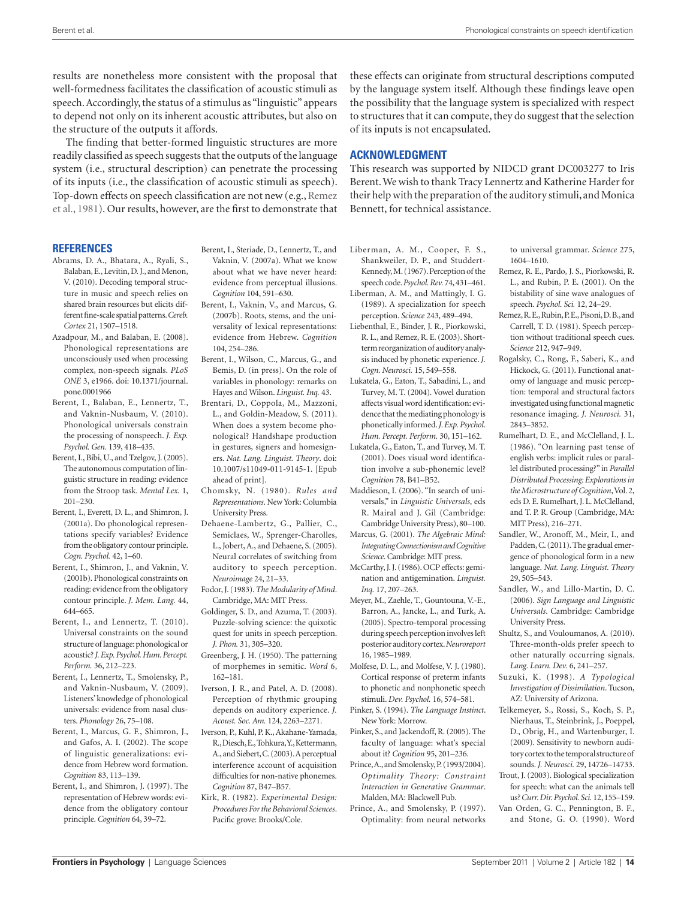results are nonetheless more consistent with the proposal that well-formedness facilitates the classification of acoustic stimuli as speech. Accordingly, the status of a stimulus as "linguistic" appears to depend not only on its inherent acoustic attributes, but also on the structure of the outputs it affords.

The finding that better-formed linguistic structures are more readily classified as speech suggests that the outputs of the language system (i.e., structural description) can penetrate the processing of its inputs (i.e., the classification of acoustic stimuli as speech). Top-down effects on speech classification are not new (e.g., Remez et al., 1981). Our results, however, are the first to demonstrate that these effects can originate from structural descriptions computed by the language system itself. Although these findings leave open the possibility that the language system is specialized with respect to structures that it can compute, they do suggest that the selection of its inputs is not encapsulated.

## ACKNOWLEDGMENT

This research was supported by NIDCD grant DC003277 to Iris Berent. We wish to thank Tracy Lennertz and Katherine Harder for their help with the preparation of the auditory stimuli, and Monica Bennett, for technical assistance.

## REFERENCES

Abrams, D. A., Bhatara, A., Ryali, S., Balaban, E., Levitin, D. J., and Menon, V. (2010). Decoding temporal structure in music and speech relies on shared brain resources but elicits different fine-scale spatial patterns. *Cereb. Cortex* 21, 1507–1518.

Azadpour, M., and Balaban, E. (2008). Phonological representations are unconsciously used when processing complex, non-speech signals. *PLoS ONE* 3, e1966. doi: 10.1371/journal.pone.0001966

Berent, I., Balaban, E., Lennertz, T., and Vaknin-Nusbaum, V. (2010). Phonological universals constrain the processing of nonspeech. *J. Exp. Psychol. Gen.* 139, 418–435.

Berent, I., Bibi, U., and Tzelgov, J. (2005). The autonomous computation of linguistic structure in reading: evidence from the Stroop task. *Mental Lex.* 1, 201–230.

Berent, I., Everett, D. L., and Shimron, J. (2001a). Do phonological representations specify variables? Evidence from the obligatory contour principle. *Cogn. Psychol.* 42, 1–60.

Berent, I., Shimron, J., and Vaknin, V. (2001b). Phonological constraints on reading: evidence from the obligatory contour principle. *J. Mem. Lang.* 44, 644–665.

Berent, I., and Lennertz, T. (2010). Universal constraints on the sound structure of language: phonological or acoustic? *J. Exp. Psychol. Hum. Percept. Perform.* 36, 212–223.

Berent, I., Lennertz, T., Smolensky, P., and Vaknin-Nusbaum, V. (2009). Listeners' knowledge of phonological universals: evidence from nasal clusters. *Phonology* 26, 75–108.

Berent, I., Marcus, G. F., Shimron, J., and Gafos, A. I. (2002). The scope of linguistic generalizations: evidence from Hebrew word formation. *Cognition* 83, 113–139.

Berent, I., and Shimron, J. (1997). The representation of Hebrew words: evidence from the obligatory contour principle. *Cognition* 64, 39–72.

Berent, I., Steriade, D., Lennertz, T., and Vaknin, V. (2007a). What we know about what we have never heard: evidence from perceptual illusions. *Cognition* 104, 591–630.

Berent, I., Vaknin, V., and Marcus, G. (2007b). Roots, stems, and the universality of lexical representations: evidence from Hebrew. *Cognition* 104, 254–286.

Berent, I., Wilson, C., Marcus, G., and Bemis, D. (in press). On the role of variables in phonology: remarks on Hayes and Wilson. *Linguist. Inq.* 43.

Brentari, D., Coppola, M., Mazzoni, L., and Goldin-Meadow, S. (2011). When does a system become phonological? Handshape production in gestures, signers and homesigners. *Nat. Lang. Linguist. Theory*. doi: 10.1007/s11049-011-9145-1. [Epub ahead of print].

Chomsky, N. (1980). *Rules and Representations*. New York: Columbia University Press.

Dehaene-Lambertz, G., Pallier, C., Semiclaes, W., Sprenger-Charolles, L., Jobert, A., and Dehaene, S. (2005). Neural correlates of switching from auditory to speech perception. *Neuroimage* 24, 21–33.

Fodor, J. (1983). *The Modularity of Mind*. Cambridge, MA: MIT Press.

Goldinger, S. D., and Azuma, T. (2003). Puzzle-solving science: the quixotic quest for units in speech perception. *J. Phon.* 31, 305–320.

Greenberg, J. H. (1950). The patterning of morphemes in semitic. *Word* 6, 162–181.

Iverson, J. R., and Patel, A. D. (2008). Perception of rhythmic grouping depends on auditory experience. *J. Acoust. Soc. Am.* 124, 2263–2271.

Iverson, P., Kuhl, P. K., Akahane-Yamada, R., Diesch, E., Tohkura, Y., Kettermann, A., and Siebert, C. (2003). A perceptual interference account of acquisition difficulties for non-native phonemes. *Cognition* 87, B47–B57.

Kirk, R. (1982). *Experimental Design: Procedures For the Behavioral Sciences*. Pacific grove: Brooks/Cole.

Liberman, A. M., Cooper, F. S., Shankweiler, D. P., and Studdert-Kennedy, M. (1967). Perception of the speech code. *Psychol. Rev.* 74, 431–461.

Liberman, A. M., and Mattingly, I. G. (1989). A specialization for speech perception. *Science* 243, 489–494.

Liebenthal, E., Binder, J. R., Piorkowski, R. L., and Remez, R. E. (2003). Short-term reorganization of auditory analysis induced by phonetic experience. *J. Cogn. Neurosci.* 15, 549–558.

Lukatela, G., Eaton, T., Sabadini, L., and Turvey, M. T. (2004). Vowel duration affects visual word identification: evidence that the mediating phonology is phonetically informed. *J. Exp. Psychol. Hum. Percept. Perform.* 30, 151–162.

Lukatela, G., Eaton, T., and Turvey, M. T. (2001). Does visual word identification involve a sub-phonemic level? *Cognition* 78, B41–B52.

Maddieson, I. (2006). "In search of universals," in *Linguistic Universals*, eds R. Mairal and J. Gil (Cambridge: Cambridge University Press), 80–100.

Marcus, G. (2001). *The Algebraic Mind: Integrating Connectionism and Cognitive Science*. Cambridge: MIT press.

McCarthy, J. J. (1986). OCP effects: gemination and antigemination. *Linguist. Inq.* 17, 207–263.

Meyer, M., Zaehle, T., Gountouna, V.-E., Barron, A., Jancke, L., and Turk, A. (2005). Spectro-temporal processing during speech perception involves left posterior auditory cortex. *Neuroreport* 16, 1985–1989.

Molfese, D. L., and Molfese, V. J. (1980). Cortical response of preterm infants to phonetic and nonphonetic speech stimuli. *Dev. Psychol.* 16, 574–581.

Pinker, S. (1994). *The Language Instinct*. New York: Morrow.

Pinker, S., and Jackendoff, R. (2005). The faculty of language: what's special about it? *Cognition* 95, 201–236.

Prince, A., and Smolensky, P. (1993/2004). *Optimality Theory: Constraint Interaction in Generative Grammar*. Malden, MA: Blackwell Pub.

Prince, A., and Smolensky, P. (1997). Optimality: from neural networks to universal grammar. *Science* 275, 1604–1610.

Remez, R. E., Pardo, J. S., Piorkowski, R. L., and Rubin, P. E. (2001). On the bistability of sine wave analogues of speech. *Psychol. Sci.* 12, 24–29.

Remez, R. E., Rubin, P. E., Pisoni, D. B., and Carrell, T. D. (1981). Speech perception without traditional speech cues. *Science* 212, 947–949.

Rogalsky, C., Rong, F., Saberi, K., and Hickock, G. (2011). Functional anatomy of language and music perception: temporal and structural factors investigated using functional magnetic resonance imaging. *J. Neurosci.* 31, 2843–3852.

Rumelhart, D. E., and McClelland, J. L. (1986). "On learning past tense of english verbs: implicit rules or parallel distributed processing?" in *Parallel Distributed Processing: Explorations in the Microstructure of Cognition*, Vol. 2, eds D. E. Rumelhart, J. L. McClelland, and T. P. R. Group (Cambridge, MA: MIT Press), 216–271.

Sandler, W., Aronoff, M., Meir, I., and Padden, C. (2011). The gradual emergence of phonological form in a new language. *Nat. Lang. Linguist. Theory* 29, 505–543.

Sandler, W., and Lillo-Martin, D. C. (2006). *Sign Language and Linguistic Universals*. Cambridge: Cambridge University Press.

Shultz, S., and Vouloumanos, A. (2010). Three-month-olds prefer speech to other naturally occurring signals. *Lang. Learn. Dev.* 6, 241–257.

Suzuki, K. (1998). *A Typological Investigation of Dissimilation*. Tucson, AZ: University of Arizona.

Telkemeyer, S., Rossi, S., Koch, S. P., Nierhaus, T., Steinbrink, J., Poeppel, D., Obrig, H., and Wartenburger, I. (2009). Sensitivity to newborn auditory cortex to the temporal structure of sounds. *J. Neurosci.* 29, 14726–14733.

Trout, J. (2003). Biological specialization for speech: what can the animals tell us? *Curr. Dir. Psychol. Sci.* 12, 155–159.

Van Orden, G. C., Pennington, B. F., and Stone, G. O. (1990). Word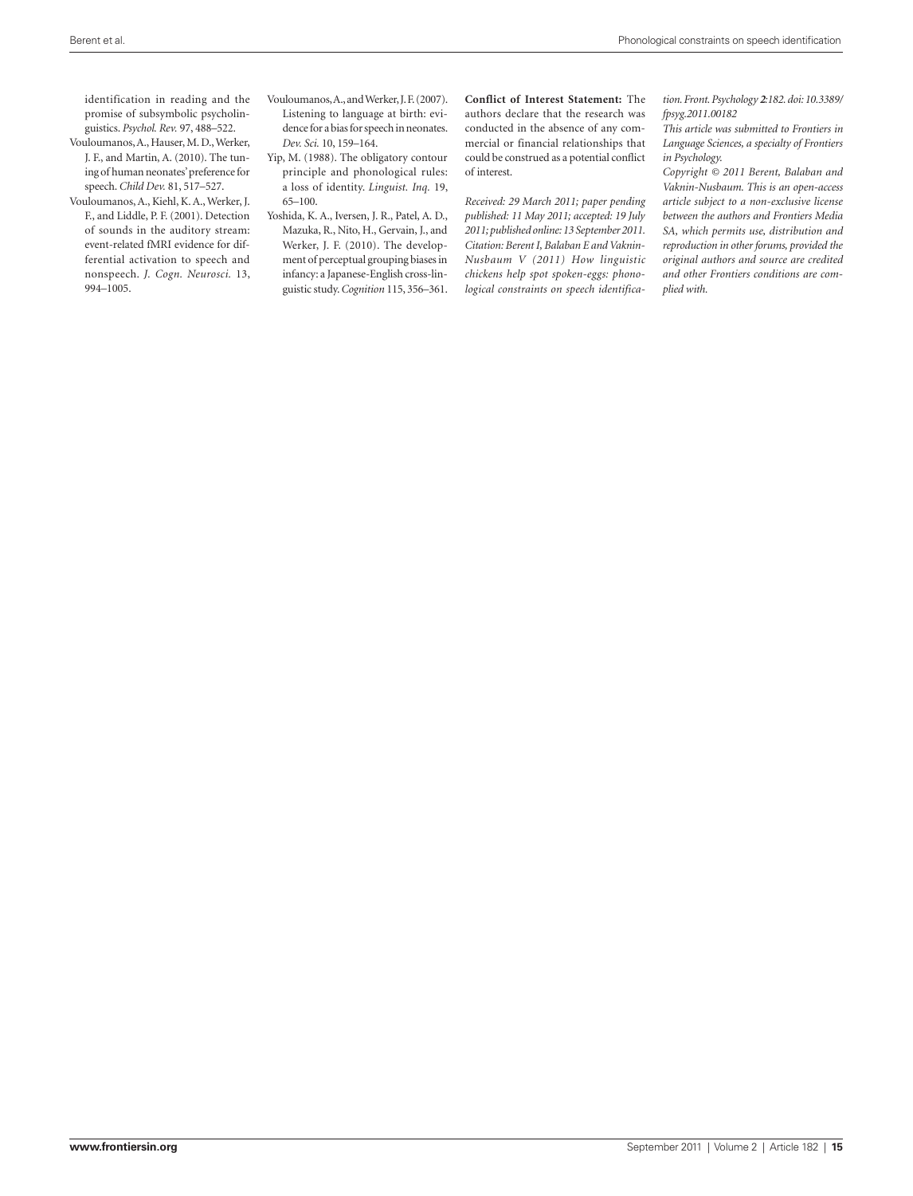identification in reading and the promise of subsymbolic psycholinguistics. *Psychol. Rev.* 97, 488–522.

Vouloumanos, A., Hauser, M. D., Werker, J. F., and Martin, A. (2010). The tuning of human neonates' preference for speech. *Child Dev.* 81, 517–527.

Vouloumanos, A., Kiehl, K. A., Werker, J. F., and Liddle, P. F. (2001). Detection of sounds in the auditory stream: event-related fMRI evidence for differential activation to speech and nonspeech. *J. Cogn. Neurosci.* 13, 994–1005.

Vouloumanos, A., and Werker, J. F. (2007). Listening to language at birth: evidence for a bias for speech in neonates. *Dev. Sci.* 10, 159–164.

Yip, M. (1988). The obligatory contour principle and phonological rules: a loss of identity. *Linguist. Inq.* 19, 65–100.

Yoshida, K. A., Iversen, J. R., Patel, A. D., Mazuka, R., Nito, H., Gervain, J., and Werker, J. F. (2010). The development of perceptual grouping biases in infancy: a Japanese-English cross-linguistic study. *Cognition* 115, 356–361.

**Conflict of Interest Statement:** The authors declare that the research was conducted in the absence of any commercial or financial relationships that could be construed as a potential conflict of interest.

*Received: 29 March 2011; paper pending published: 11 May 2011; accepted: 19 July 2011; published online: 13 September 2011.*

*Citation: Berent I, Balaban E and Vaknin-Nusbaum V (2011) How linguistic chickens help spot spoken-eggs: phonological constraints on speech identification. Front. Psychology **2**:182. doi: 10.3389/fpsyg.2011.00182*

*This article was submitted to Frontiers in Language Sciences, a specialty of Frontiers in Psychology.*

*Copyright © 2011 Berent, Balaban and Vaknin-Nusbaum. This is an open-access article subject to a non-exclusive license between the authors and Frontiers Media SA, which permits use, distribution and reproduction in other forums, provided the original authors and source are credited and other Frontiers conditions are complied with.*